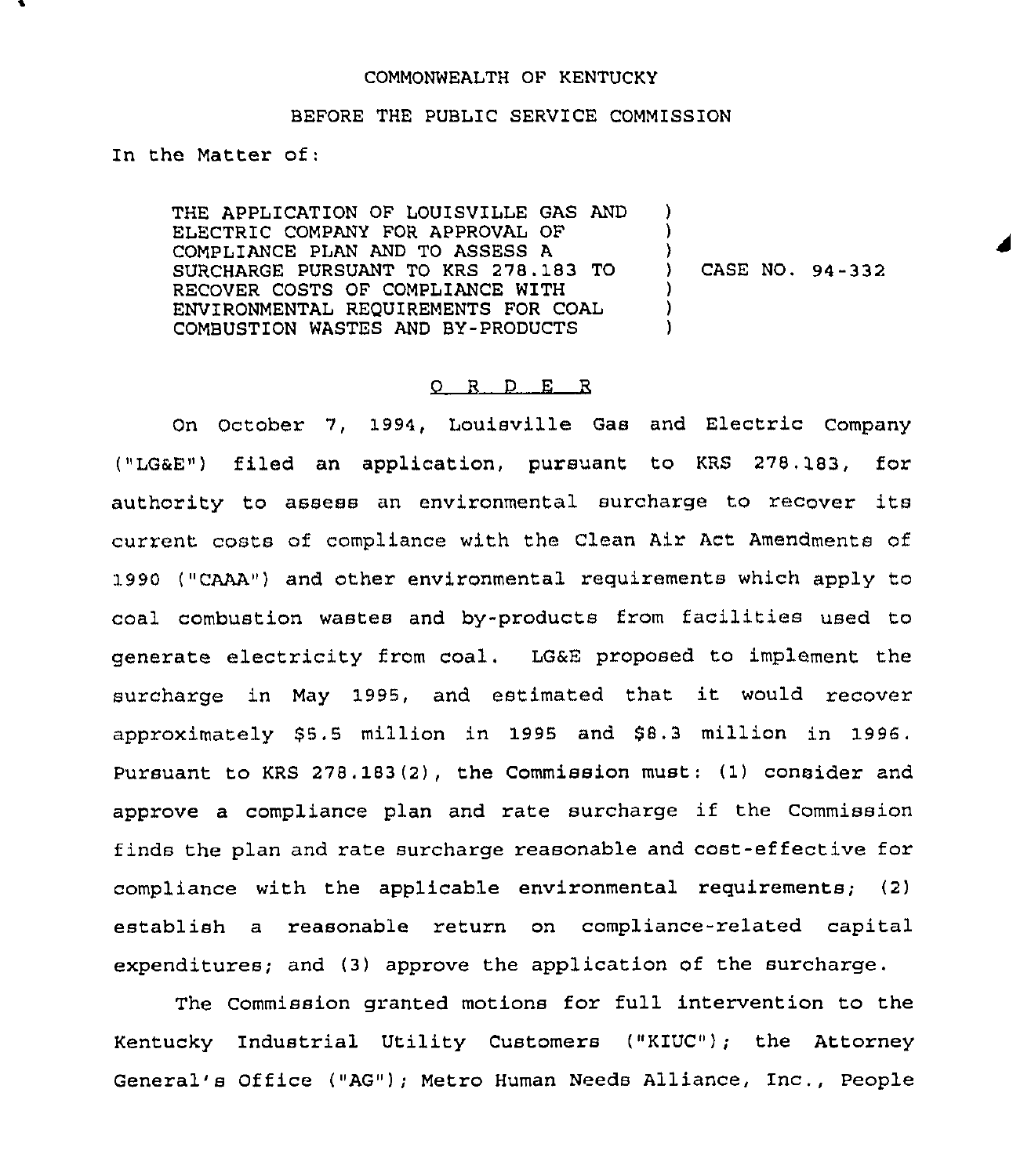COMMONWEALTH OF KENTUCKY

BEFORE THE PUBLIC SERVICE COMMISSION

In the Matter of:

| | | |
|---|---|---|
| THE APPLICATION OF LOUISVILLE GAS AND ELECTRIC COMPANY FOR APPROVAL OF COMPLIANCE PLAN AND TO ASSESS A SURCHARGE PURSUANT TO KRS 278.183 TO RECOVER COSTS OF COMPLIANCE WITH ENVIRONMENTAL REQUIREMENTS FOR COAL COMBUSTION WASTES AND BY-PRODUCTS | ) | CASE NO. 94-332 |

## O R D E R

On October 7, 1994, Louisville Gas and Electric Company ("LG&E") filed an application, pursuant to KRS 278.183, for authority to assess an environmental surcharge to recover its current costs of compliance with the Clean Air Act Amendments of 1990 ("CAAA") and other environmental requirements which apply to coal combustion wastes and by-products from facilities used to generate electricity from coal. LG&E proposed to implement the surcharge in May 1995, and estimated that it would recover approximately $5.5 million in 1995 and $8.3 million in 1996. Pursuant to KRS 278.183(2), the Commission must: (1) consider and approve a compliance plan and rate surcharge if the Commission finds the plan and rate surcharge reasonable and cost-effective for compliance with the applicable environmental requirements; (2) establish a reasonable return on compliance-related capital expenditures; and (3) approve the application of the surcharge.

The Commission granted motions for full intervention to the Kentucky Industrial Utility Customers ("KIUC"); the Attorney General's Office ("AG"); Metro Human Needs Alliance, Inc., People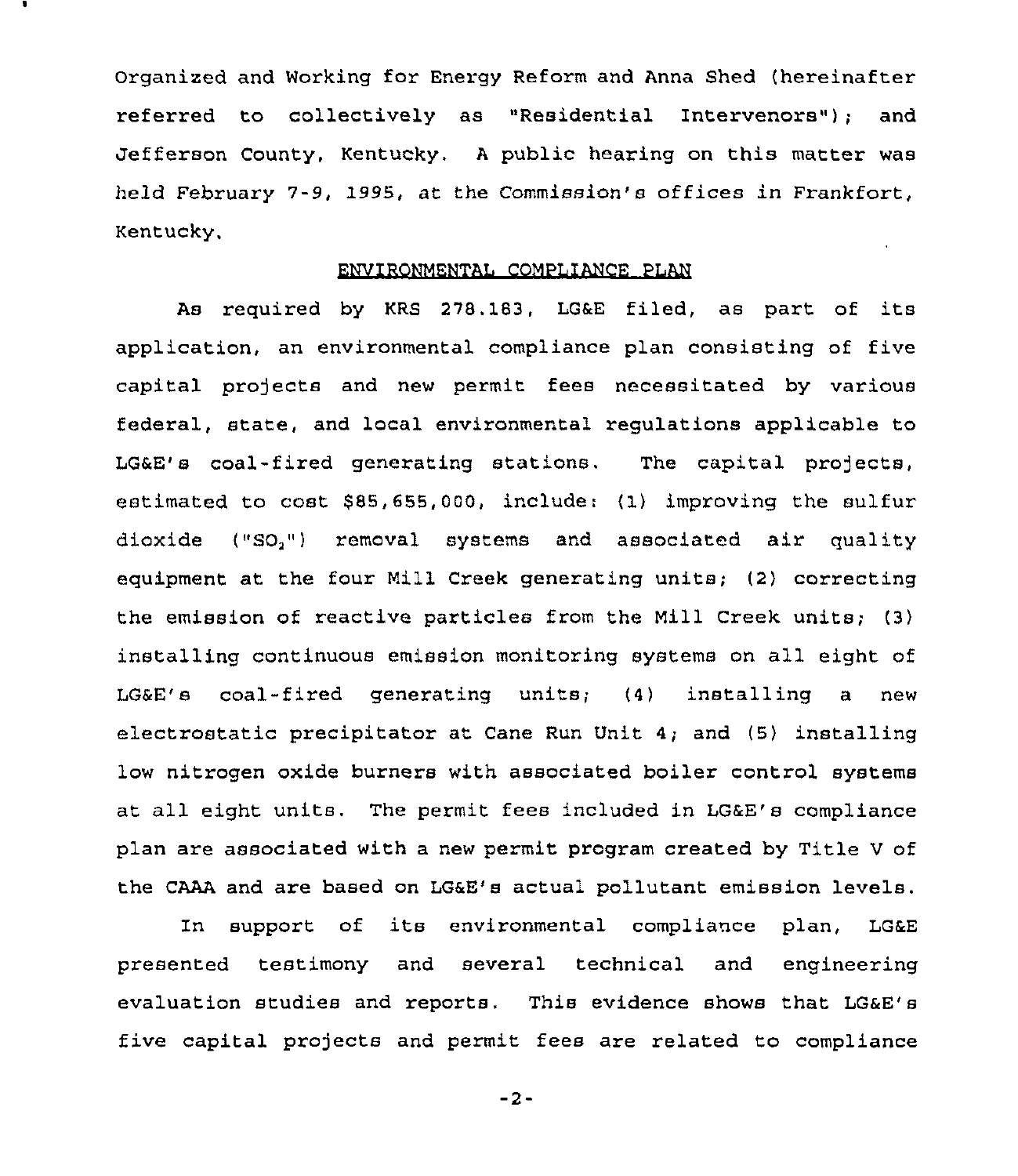Organized and Working for Energy Reform and Anna Shed (hereinafter referred to collectively as "Residential Intervenors"); and Jefferson County, Kentucky. A public hearing on this matter was held February 7-9, 1995, at the Commission's offices in Frankfort, Kentucky.

## ENVIRONMENTAL COMPLIANCE PLAN

As required by KRS 278.183, LG&E filed, as part of its application, an environmental compliance plan consisting of five capital projects and new permit fees necessitated by various federal, state, and local environmental regulations applicable to LG&E's coal-fired generating stations. The capital projects, estimated to cost $85,655,000, include: (1) improving the sulfur dioxide ("$SO_2$") removal systems and associated air quality equipment at the four Mill Creek generating units; (2) correcting the emission of reactive particles from the Mill Creek units; (3) installing continuous emission monitoring systems on all eight of LG&E's coal-fired generating units; (4) installing a new electrostatic precipitator at Cane Run Unit 4; and (5) installing low nitrogen oxide burners with associated boiler control systems at all eight units. The permit fees included in LG&E's compliance plan are associated with a new permit program created by Title V of the CAAA and are based on LG&E's actual pollutant emission levels.

In support of its environmental compliance plan, LG&E presented testimony and several technical and engineering evaluation studies and reports. This evidence shows that LG&E's five capital projects and permit fees are related to compliance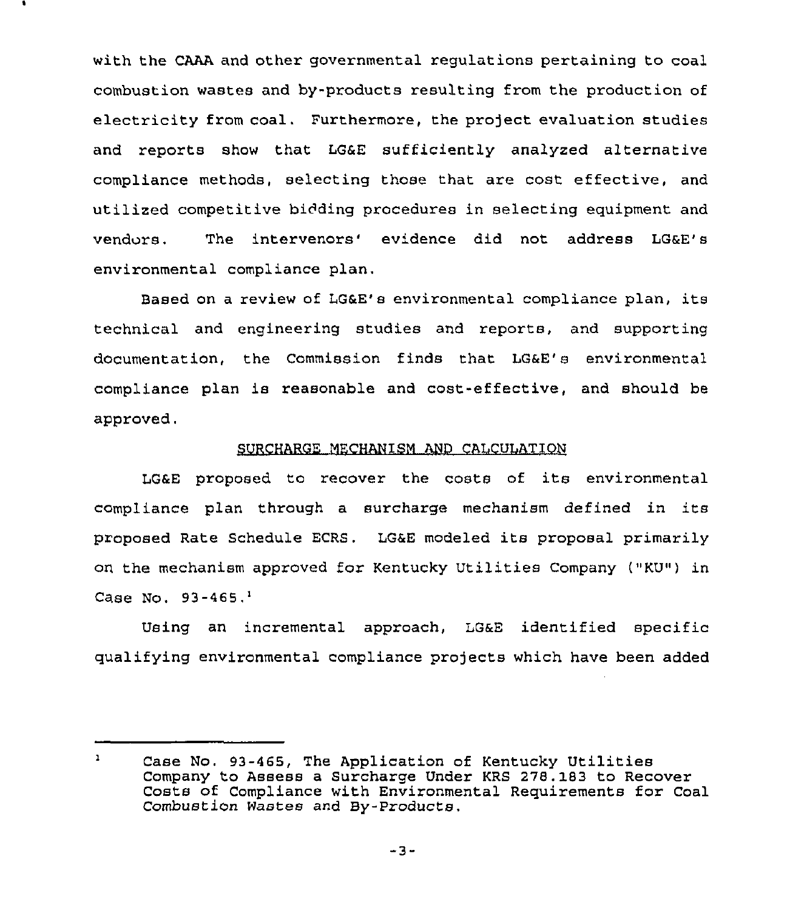with the CAAA and other governmental regulations pertaining to coal combustion wastes and by-products resulting from the production of electricity from coal. Furthermore, the project evaluation studies and reports show that LG&E sufficiently analyzed alternative compliance methods, selecting those that are cost effective, and utilized competitive bidding procedures in selecting equipment and vendors. The intervenors' evidence did not address LG&E's environmental compliance plan.

Based on a review of LG&E's environmental compliance plan, its technical and engineering studies and reports, and supporting documentation, the Commission finds that LG&E's environmental compliance plan is reasonable and cost-effective, and should be approved.

## SURCHARGE MECHANISM AND CALCULATION

LG&E proposed to recover the costs of its environmental compliance plan through a surcharge mechanism defined in its proposed Rate Schedule ECRS. LG&E modeled its proposal primarily on the mechanism approved for Kentucky Utilities Company ("KU") in Case No. 93-465.[1]

Using an incremental approach, LG&E identified specific qualifying environmental compliance projects which have been added

---

[1] Case No. 93-465, The Application of Kentucky Utilities Company to Assess a Surcharge Under KRS 278.183 to Recover Costs of Compliance with Environmental Requirements for Coal Combustion Wastes and By-Products.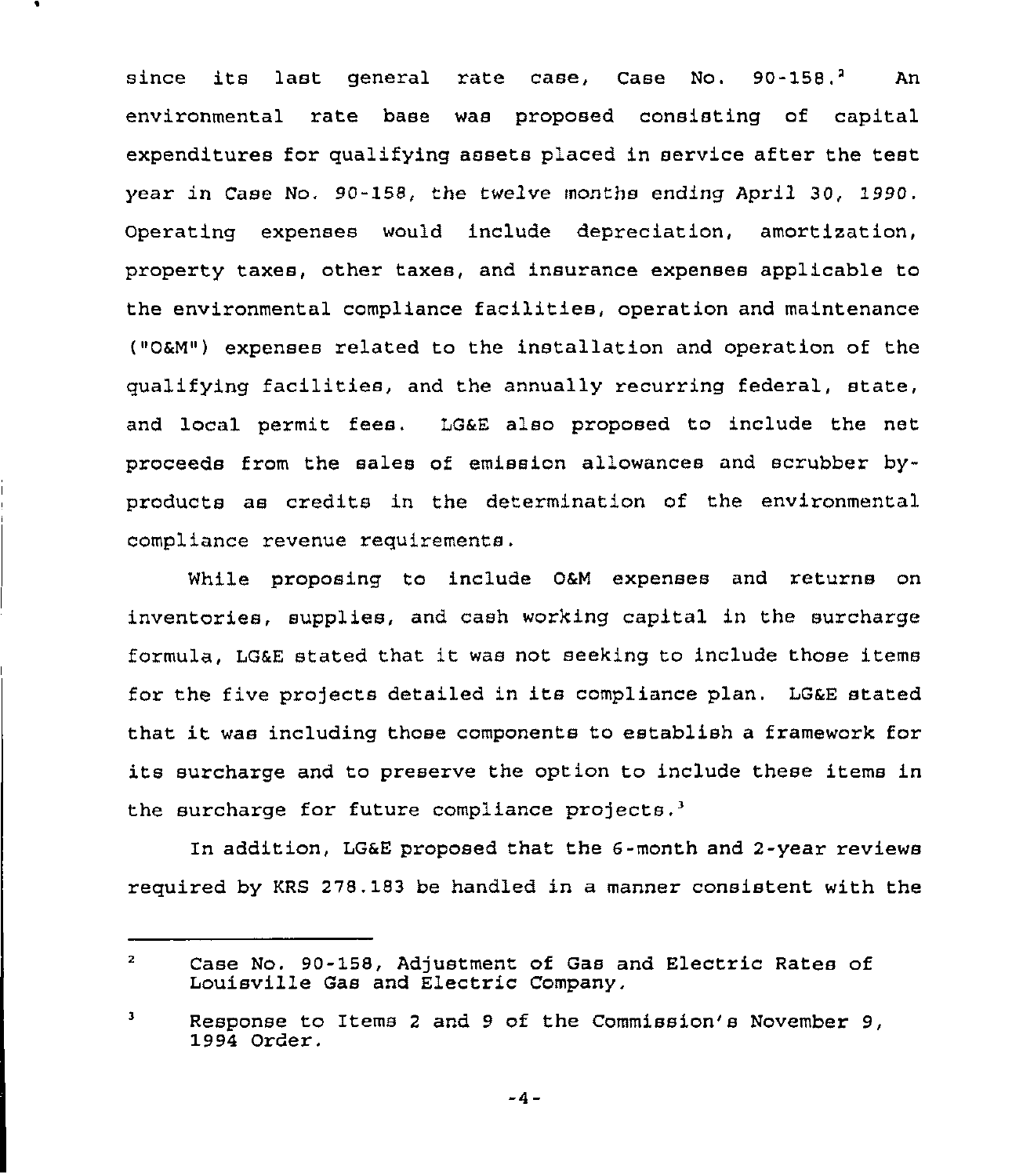since its last general rate case, Case No. 90-158.[2] An environmental rate base was proposed consisting of capital expenditures for qualifying assets placed in service after the test year in Case No. 90-158, the twelve months ending April 30, 1990. Operating expenses would include depreciation, amortization, property taxes, other taxes, and insurance expenses applicable to the environmental compliance facilities, operation and maintenance ("O&M") expenses related to the installation and operation of the qualifying facilities, and the annually recurring federal, state, and local permit fees. LG&E also proposed to include the net proceeds from the sales of emission allowances and scrubber by-products as credits in the determination of the environmental compliance revenue requirements.

While proposing to include O&M expenses and returns on inventories, supplies, and cash working capital in the surcharge formula, LG&E stated that it was not seeking to include those items for the five projects detailed in its compliance plan. LG&E stated that it was including those components to establish a framework for its surcharge and to preserve the option to include these items in the surcharge for future compliance projects.[3]

In addition, LG&E proposed that the 6-month and 2-year reviews required by KRS 278.183 be handled in a manner consistent with the

---

[2] Case No. 90-158, Adjustment of Gas and Electric Rates of Louisville Gas and Electric Company.

[3] Response to Items 2 and 9 of the Commission's November 9, 1994 Order.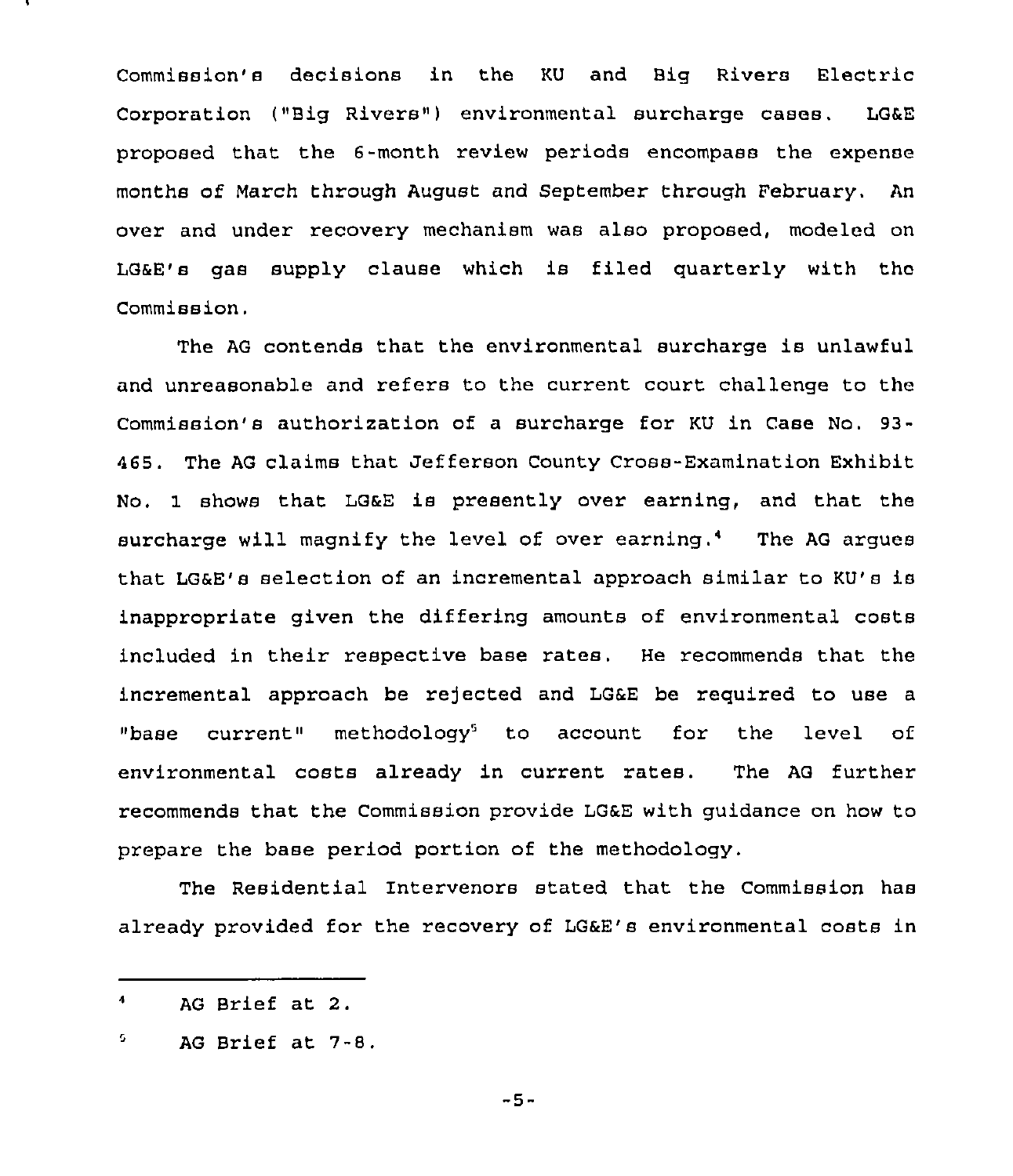Commission's decisions in the KU and Big Rivers Electric Corporation ("Big Rivers") environmental surcharge cases. LG&E proposed that the 6-month review periods encompass the expense months of March through August and September through February. An over and under recovery mechanism was also proposed, modeled on LG&E's gas supply clause which is filed quarterly with the Commission.

The AG contends that the environmental surcharge is unlawful and unreasonable and refers to the current court challenge to the Commission's authorization of a surcharge for KU in Case No. 93-465. The AG claims that Jefferson County Cross-Examination Exhibit No. 1 shows that LG&E is presently over earning, and that the surcharge will magnify the level of over earning.[4] The AG argues that LG&E's selection of an incremental approach similar to KU's is inappropriate given the differing amounts of environmental costs included in their respective base rates. He recommends that the incremental approach be rejected and LG&E be required to use a "base current" methodology[5] to account for the level of environmental costs already in current rates. The AG further recommends that the Commission provide LG&E with guidance on how to prepare the base period portion of the methodology.

The Residential Intervenors stated that the Commission has already provided for the recovery of LG&E's environmental costs in

---

[4] AG Brief at 2.

[5] AG Brief at 7-8.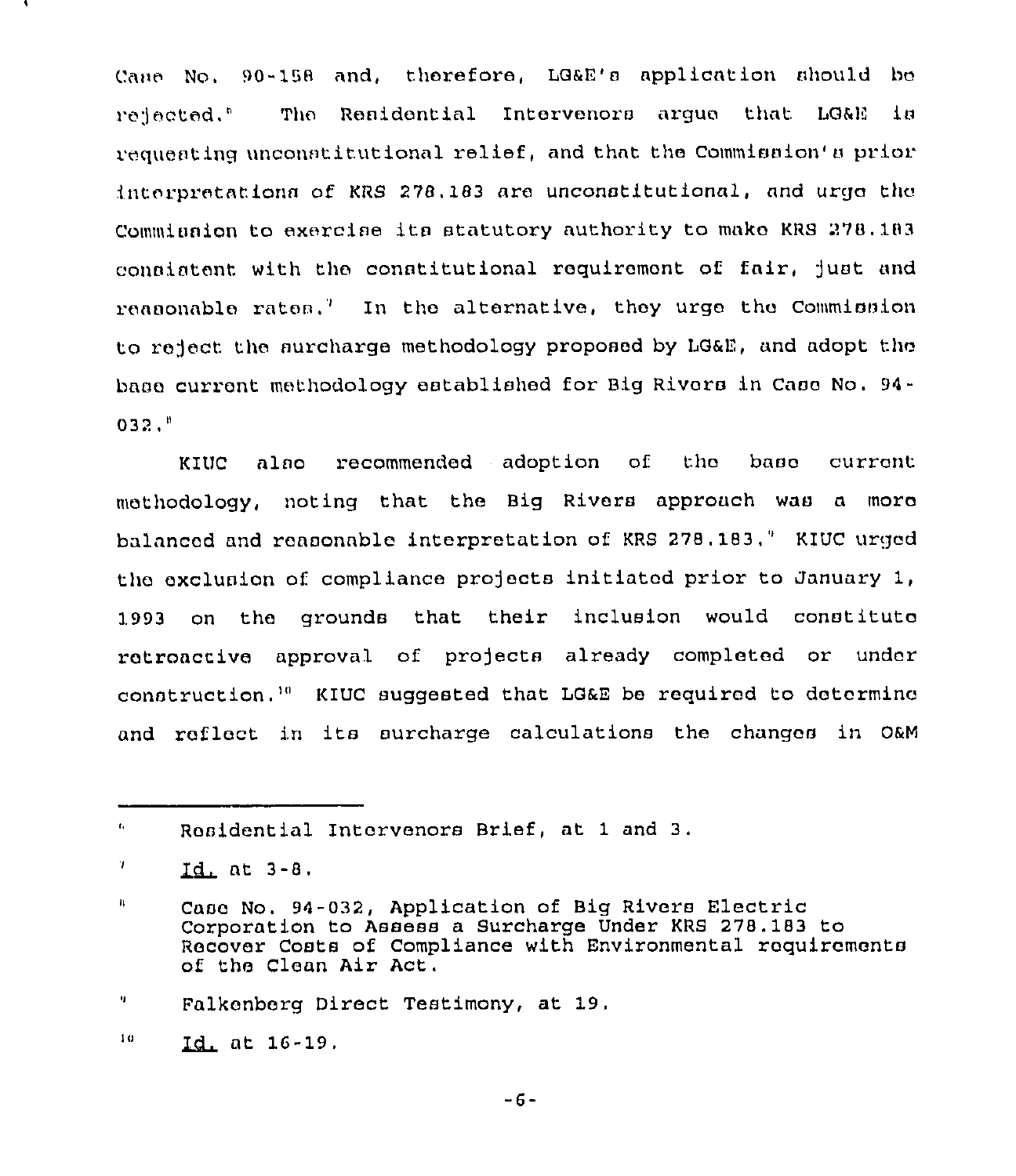Case No. 90-158 and, therefore, LG&E's application should be rejected.[6] The Residential Intervenors argue that LG&E is requesting unconstitutional relief, and that the Commission's prior interpretations of KRS 278.183 are unconstitutional, and urge the Commission to exercise its statutory authority to make KRS 278.183 consistent with the constitutional requirement of fair, just and reasonable rates.[7] In the alternative, they urge the Commission to reject the surcharge methodology proposed by LG&E, and adopt the base current methodology established for Big Rivers in Case No. 94-032.[8]

KIUC also recommended adoption of the base current methodology, noting that the Big Rivers approach was a more balanced and reasonable interpretation of KRS 278.183.[9] KIUC urged the exclusion of compliance projects initiated prior to January 1, 1993 on the grounds that their inclusion would constitute retroactive approval of projects already completed or under construction.[10] KIUC suggested that LG&E be required to determine and reflect in its surcharge calculations the changes in O&M

---

[6] Residential Intervenors Brief, at 1 and 3.

[7] Id. at 3-8.

[8] Case No. 94-032, Application of Big Rivers Electric Corporation to Assess a Surcharge Under KRS 278.183 to Recover Costs of Compliance with Environmental requirements of the Clean Air Act.

[9] Falkenberg Direct Testimony, at 19.

[10] Id. at 16-19.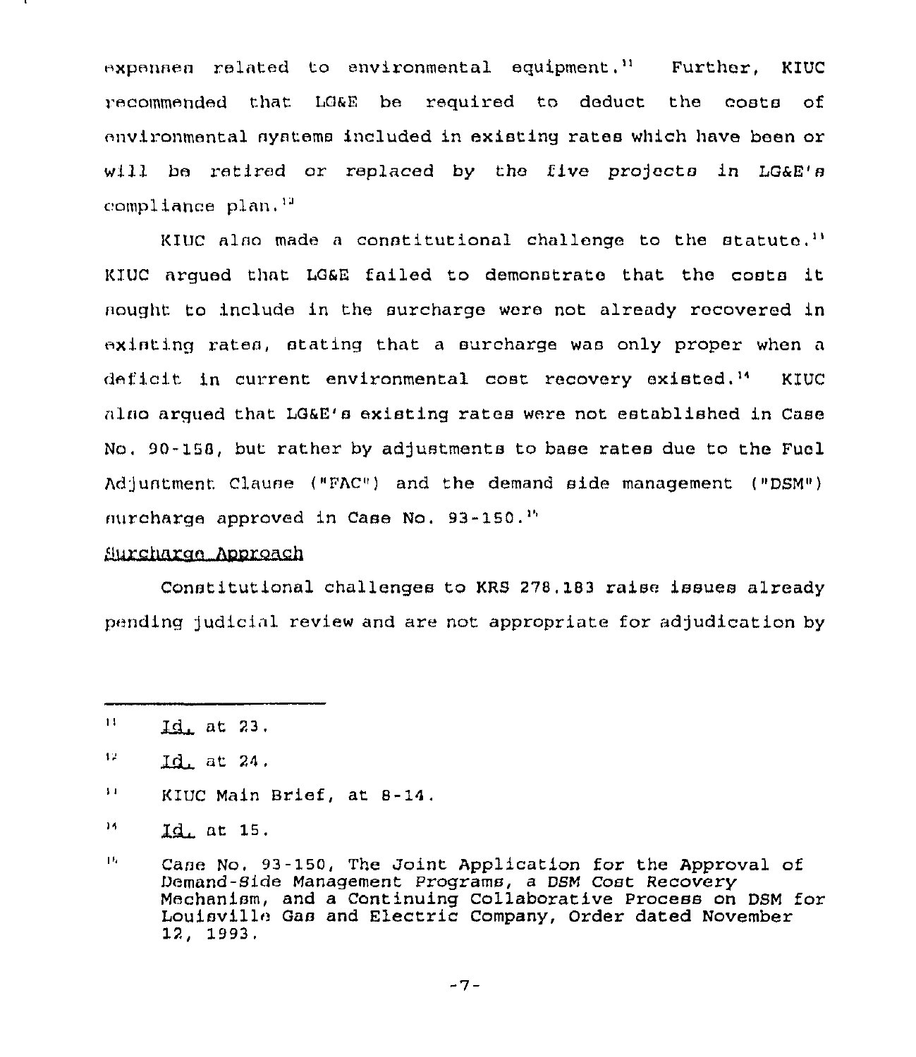expenses related to environmental equipment.[11] Further, KIUC recommended that LG&E be required to deduct the costs of environmental systems included in existing rates which have been or will be retired or replaced by the five projects in LG&E's compliance plan.[12]

KIUC also made a constitutional challenge to the statute.[13] KIUC argued that LG&E failed to demonstrate that the costs it sought to include in the surcharge were not already recovered in existing rates, stating that a surcharge was only proper when a deficit in current environmental cost recovery existed.[14] KIUC also argued that LG&E's existing rates were not established in Case No. 90-158, but rather by adjustments to base rates due to the Fuel Adjustment Clause ("FAC") and the demand side management ("DSM") surcharge approved in Case No. 93-150.[15]

Surcharge Approach

Constitutional challenges to KRS 278.183 raise issues already pending judicial review and are not appropriate for adjudication by

---

[11] Id. at 23.

[12] Id. at 24.

[13] KIUC Main Brief, at 8-14.

[14] Id. at 15.

[15] Case No. 93-150, The Joint Application for the Approval of Demand-Side Management Programs, a DSM Cost Recovery Mechanism, and a Continuing Collaborative Process on DSM for Louisville Gas and Electric Company, Order dated November 12, 1993.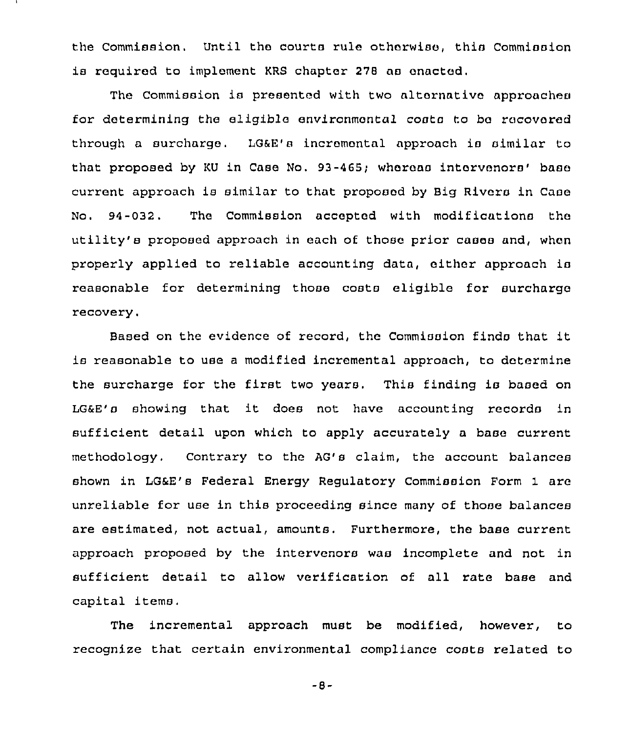the Commission. Until the courts rule otherwise, this Commission is required to implement KRS chapter 278 as enacted.

The Commission is presented with two alternative approaches for determining the eligible environmental costs to be recovered through a surcharge. LG&E's incremental approach is similar to that proposed by KU in Case No. 93-465; whereas intervenors' base current approach is similar to that proposed by Big Rivers in Case No. 94-032. The Commission accepted with modifications the utility's proposed approach in each of those prior cases and, when properly applied to reliable accounting data, either approach is reasonable for determining those costs eligible for surcharge recovery.

Based on the evidence of record, the Commission finds that it is reasonable to use a modified incremental approach, to determine the surcharge for the first two years. This finding is based on LG&E's showing that it does not have accounting records in sufficient detail upon which to apply accurately a base current methodology. Contrary to the AG's claim, the account balances shown in LG&E's Federal Energy Regulatory Commission Form 1 are unreliable for use in this proceeding since many of those balances are estimated, not actual, amounts. Furthermore, the base current approach proposed by the intervenors was incomplete and not in sufficient detail to allow verification of all rate base and capital items.

The incremental approach must be modified, however, to recognize that certain environmental compliance costs related to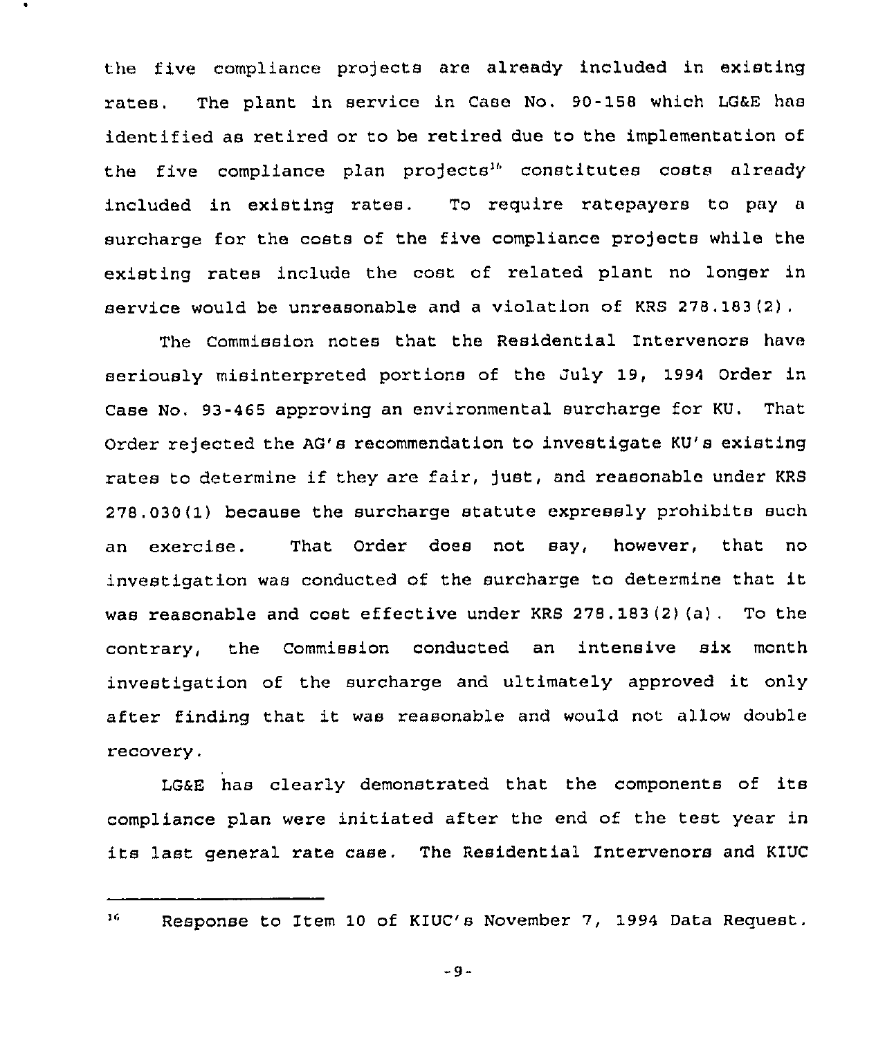the five compliance projects are already included in existing rates. The plant in service in Case No. 90-158 which LG&E has identified as retired or to be retired due to the implementation of the five compliance plan projects[16] constitutes costs already included in existing rates. To require ratepayers to pay a surcharge for the costs of the five compliance projects while the existing rates include the cost of related plant no longer in service would be unreasonable and a violation of KRS 278.183(2).

The Commission notes that the Residential Intervenors have seriously misinterpreted portions of the July 19, 1994 Order in Case No. 93-465 approving an environmental surcharge for KU. That Order rejected the AG's recommendation to investigate KU's existing rates to determine if they are fair, just, and reasonable under KRS 278.030(1) because the surcharge statute expressly prohibits such an exercise. That Order does not say, however, that no investigation was conducted of the surcharge to determine that it was reasonable and cost effective under KRS 278.183(2)(a). To the contrary, the Commission conducted an intensive six month investigation of the surcharge and ultimately approved it only after finding that it was reasonable and would not allow double recovery.

LG&E has clearly demonstrated that the components of its compliance plan were initiated after the end of the test year in its last general rate case. The Residential Intervenors and KIUC

---

[16] Response to Item 10 of KIUC's November 7, 1994 Data Request.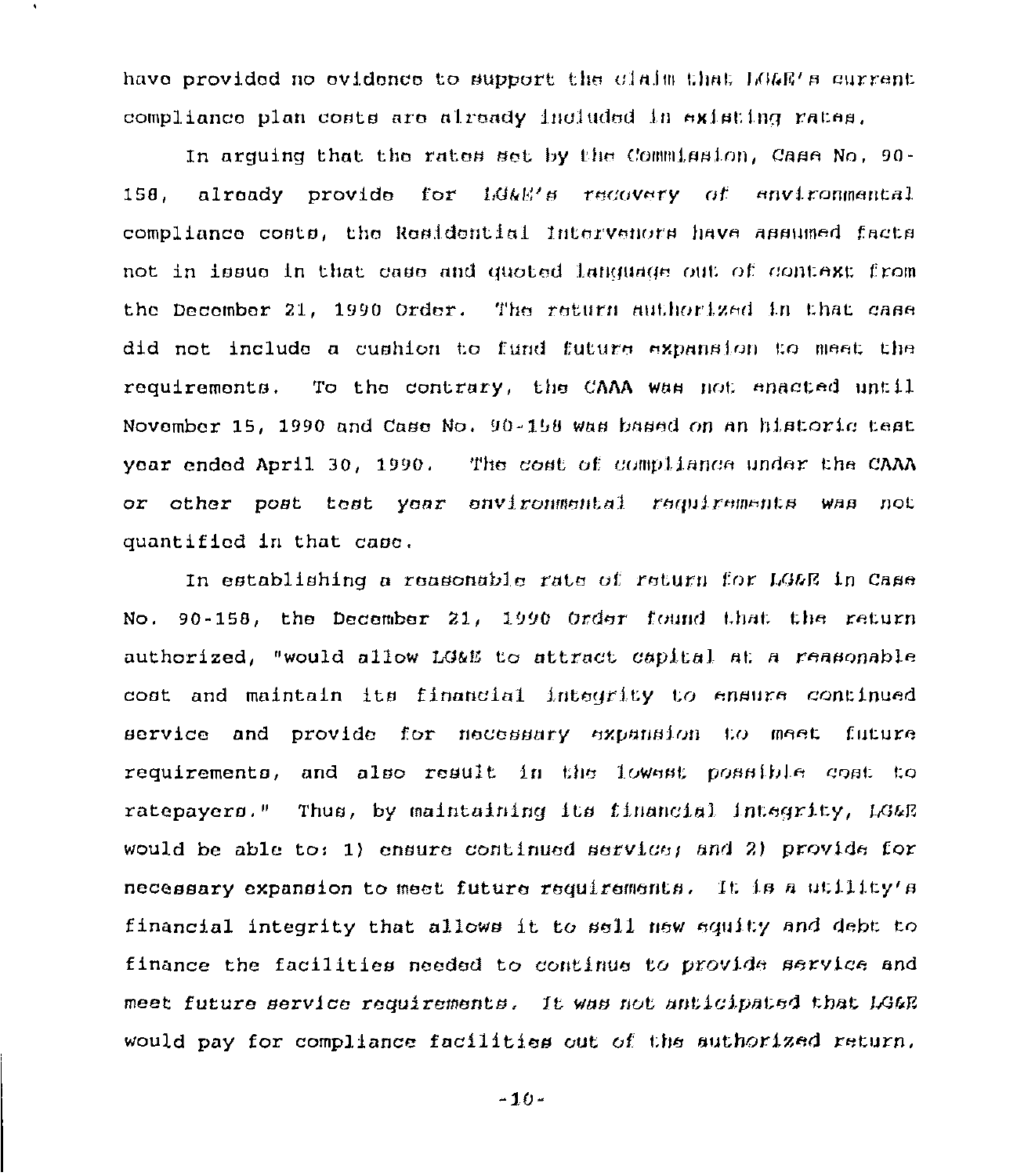have provided no evidence to support the claim that LG&E's current compliance plan costs are already included in existing rates.

In arguing that the rates set by the Commission, Case No. 90-158, already provide for LG&E's recovery of environmental compliance costs, the Residential Intervenors have assumed facts not in issue in that case and quoted language out of context from the December 21, 1990 Order. The return authorized in that case did not include a cushion to fund future expansion to meet the requirements. To the contrary, the CAAA was not enacted until November 15, 1990 and Case No. 90-158 was based on an historic test year ended April 30, 1990. The cost of compliance under the CAAA or other post test year environmental requirements was not quantified in that case.

In establishing a reasonable rate of return for LG&E in Case No. 90-158, the December 21, 1990 Order found that the return authorized, "would allow LG&E to attract capital at a reasonable cost and maintain its financial integrity to ensure continued service and provide for necessary expansion to meet future requirements, and also result in the lowest possible cost to ratepayers." Thus, by maintaining its financial integrity, LG&E would be able to: 1) ensure continued service; and 2) provide for necessary expansion to meet future requirements. It is a utility's financial integrity that allows it to sell new equity and debt to finance the facilities needed to continue to provide service and meet future service requirements. It was not anticipated that LG&E would pay for compliance facilities out of the authorized return.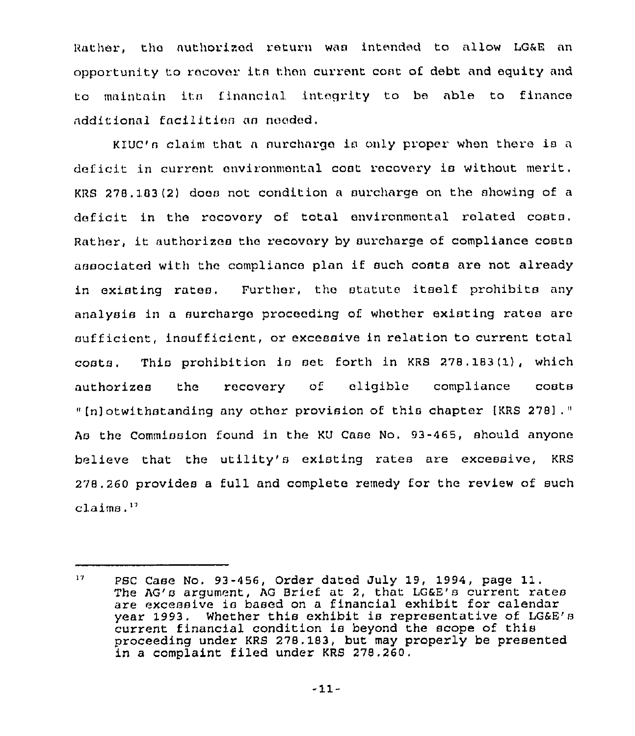Rather, the authorized return was intended to allow LG&E an opportunity to recover its then current cost of debt and equity and to maintain its financial integrity to be able to finance additional facilities as needed.

KIUC's claim that a surcharge is only proper when there is a deficit in current environmental cost recovery is without merit. KRS 278.183(2) does not condition a surcharge on the showing of a deficit in the recovery of total environmental related costs. Rather, it authorizes the recovery by surcharge of compliance costs associated with the compliance plan if such costs are not already in existing rates. Further, the statute itself prohibits any analysis in a surcharge proceeding of whether existing rates are sufficient, insufficient, or excessive in relation to current total costs. This prohibition is set forth in KRS 278.183(1), which authorizes the recovery of eligible compliance costs "[n]otwithstanding any other provision of this chapter [KRS 278]." As the Commission found in the KU Case No. 93-465, should anyone believe that the utility's existing rates are excessive, KRS 278.260 provides a full and complete remedy for the review of such claims.[17]

---

[17] PSC Case No. 93-456, Order dated July 19, 1994, page 11. The AG's argument, AG Brief at 2, that LG&E's current rates are excessive is based on a financial exhibit for calendar year 1993. Whether this exhibit is representative of LG&E's current financial condition is beyond the scope of this proceeding under KRS 278.183, but may properly be presented in a complaint filed under KRS 278.260.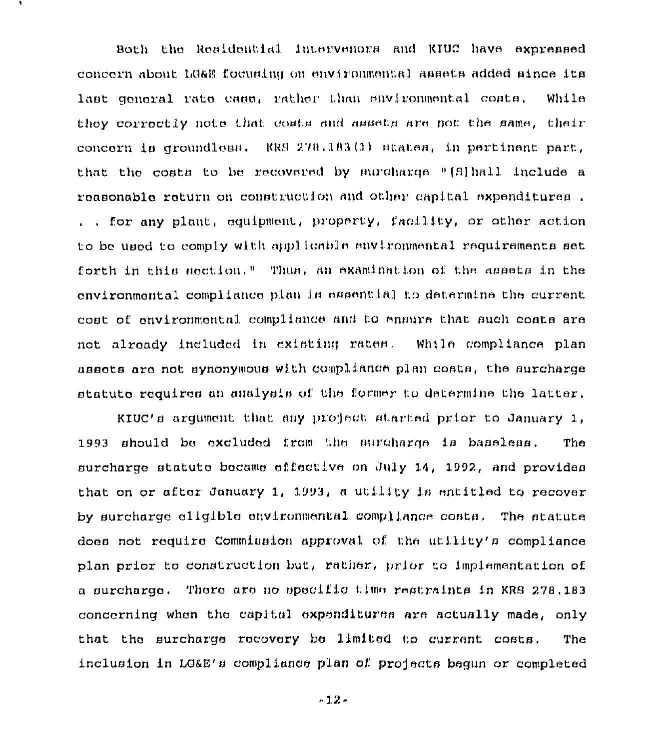Both the Residential Intervenors and KIUC have expressed concern about LG&E focusing on environmental assets added since its last general rate case, rather than environmental costs. While they correctly note that costs and assets are not the same, their concern is groundless. KRS 278.183(1) states, in pertinent part, that the costs to be recovered by surcharge "[S]hall include a reasonable return on construction and other capital expenditures . . . for any plant, equipment, property, facility, or other action to be used to comply with applicable environmental requirements set forth in this section." Thus, an examination of the assets in the environmental compliance plan is essential to determine the current cost of environmental compliance and to ensure that such costs are not already included in existing rates. While compliance plan assets are not synonymous with compliance plan costs, the surcharge statute requires an analysis of the former to determine the latter.

KIUC's argument that any project started prior to January 1, 1993 should be excluded from the surcharge is baseless. The surcharge statute became effective on July 14, 1992, and provides that on or after January 1, 1993, a utility is entitled to recover by surcharge eligible environmental compliance costs. The statute does not require Commission approval of the utility's compliance plan prior to construction but, rather, prior to implementation of a surcharge. There are no specific time restraints in KRS 278.183 concerning when the capital expenditures are actually made, only that the surcharge recovery be limited to current costs. The inclusion in LG&E's compliance plan of projects begun or completed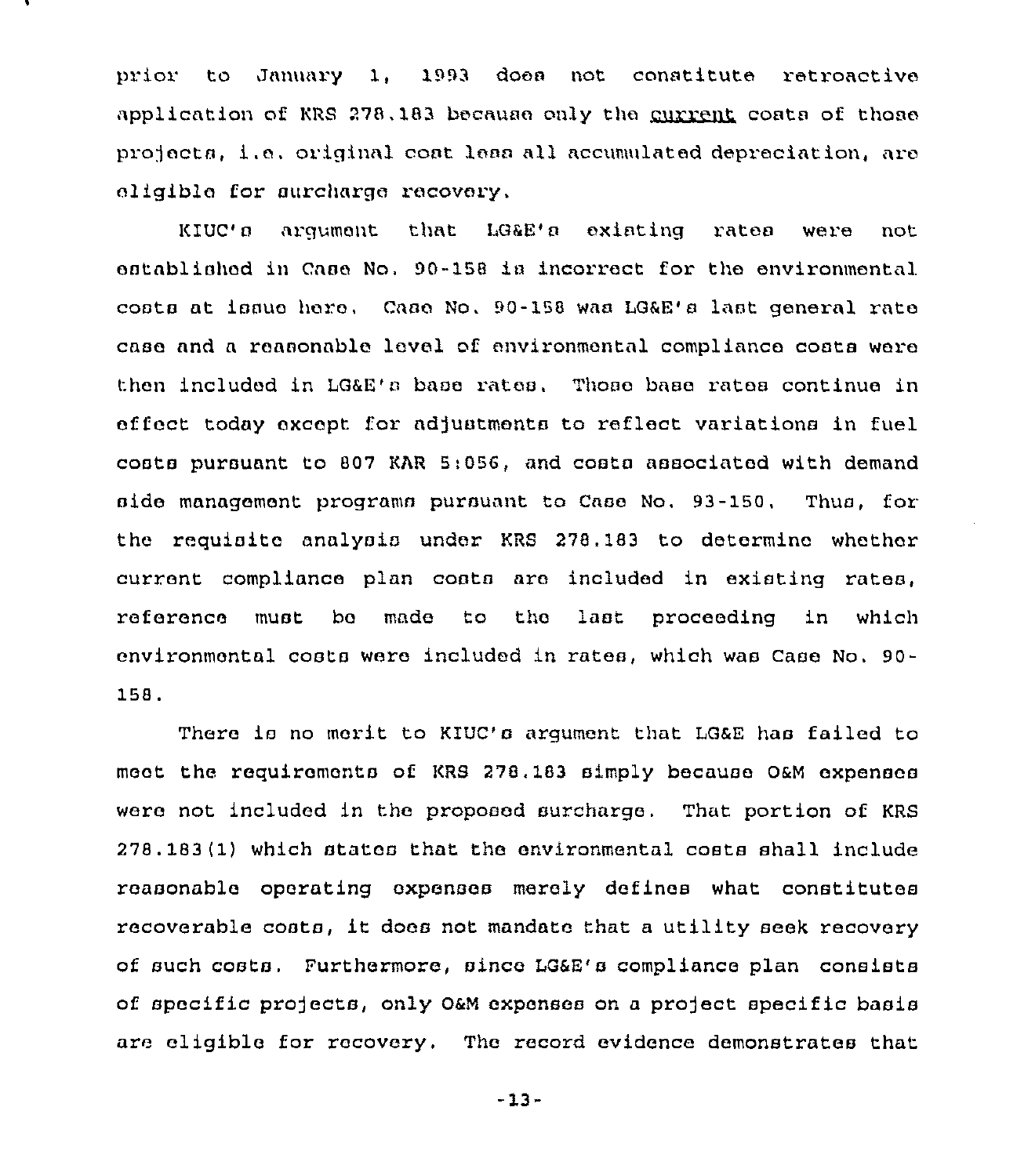prior to January 1, 1993 does not constitute retroactive application of KRS 278.183 because only the current costs of those projects, i.e. original cost less all accumulated depreciation, are eligible for surcharge recovery.

KIUC's argument that LG&E's existing rates were not established in Case No. 90-158 is incorrect for the environmental costs at issue here. Case No. 90-158 was LG&E's last general rate case and a reasonable level of environmental compliance costs were then included in LG&E's base rates. Those base rates continue in effect today except for adjustments to reflect variations in fuel costs pursuant to 807 KAR 5:056, and costs associated with demand side management programs pursuant to Case No. 93-150. Thus, for the requisite analysis under KRS 278.183 to determine whether current compliance plan costs are included in existing rates, reference must be made to the last proceeding in which environmental costs were included in rates, which was Case No. 90-158.

There is no merit to KIUC's argument that LG&E has failed to meet the requirements of KRS 278.183 simply because O&M expenses were not included in the proposed surcharge. That portion of KRS 278.183(1) which states that the environmental costs shall include reasonable operating expenses merely defines what constitutes recoverable costs, it does not mandate that a utility seek recovery of such costs. Furthermore, since LG&E's compliance plan consists of specific projects, only O&M expenses on a project specific basis are eligible for recovery. The record evidence demonstrates that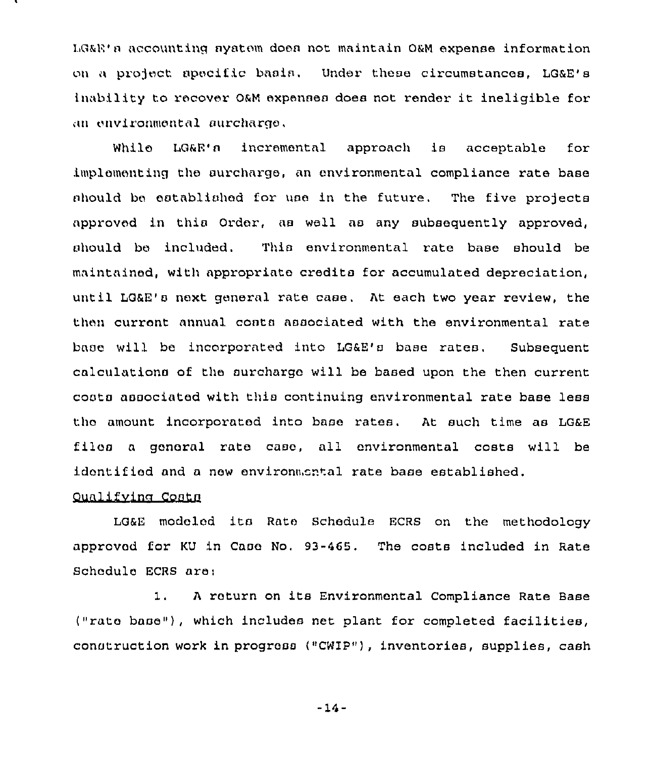LG&E's accounting system does not maintain O&M expense information on a project specific basis. Under these circumstances, LG&E's inability to recover O&M expenses does not render it ineligible for an environmental surcharge.

While LG&E's incremental approach is acceptable for implementing the surcharge, an environmental compliance rate base should be established for use in the future. The five projects approved in this Order, as well as any subsequently approved, should be included. This environmental rate base should be maintained, with appropriate credits for accumulated depreciation, until LG&E's next general rate case. At each two year review, the then current annual costs associated with the environmental rate base will be incorporated into LG&E's base rates. Subsequent calculations of the surcharge will be based upon the then current costs associated with this continuing environmental rate base less the amount incorporated into base rates. At such time as LG&E files a general rate case, all environmental costs will be identified and a new environmental rate base established.

Qualifying Costs

LG&E modeled its Rate Schedule ECRS on the methodology approved for KU in Case No. 93-465. The costs included in Rate Schedule ECRS are:

1. A return on its Environmental Compliance Rate Base ("rate base"), which includes net plant for completed facilities, construction work in progress ("CWIP"), inventories, supplies, cash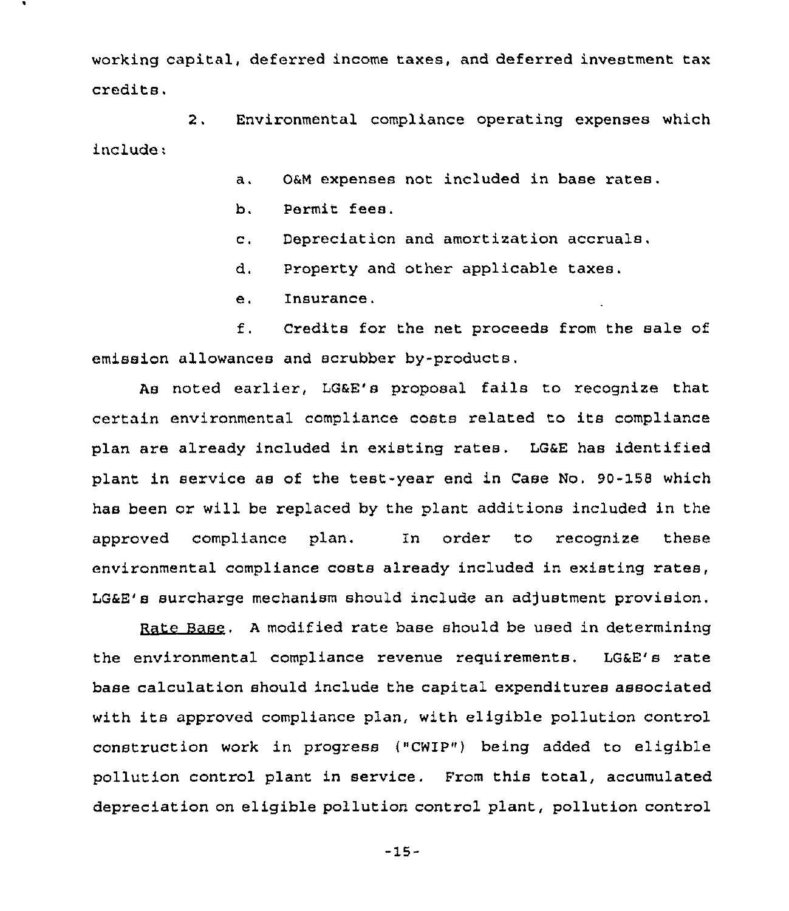working capital, deferred income taxes, and deferred investment tax credits.

2. Environmental compliance operating expenses which include:

a. O&M expenses not included in base rates.

b. Permit fees.

c. Depreciation and amortization accruals.

d. Property and other applicable taxes.

e. Insurance.

f. Credits for the net proceeds from the sale of emission allowances and scrubber by-products.

As noted earlier, LG&E's proposal fails to recognize that certain environmental compliance costs related to its compliance plan are already included in existing rates. LG&E has identified plant in service as of the test-year end in Case No. 90-158 which has been or will be replaced by the plant additions included in the approved compliance plan. In order to recognize these environmental compliance costs already included in existing rates, LG&E's surcharge mechanism should include an adjustment provision.

Rate Base. A modified rate base should be used in determining the environmental compliance revenue requirements. LG&E's rate base calculation should include the capital expenditures associated with its approved compliance plan, with eligible pollution control construction work in progress ("CWIP") being added to eligible pollution control plant in service. From this total, accumulated depreciation on eligible pollution control plant, pollution control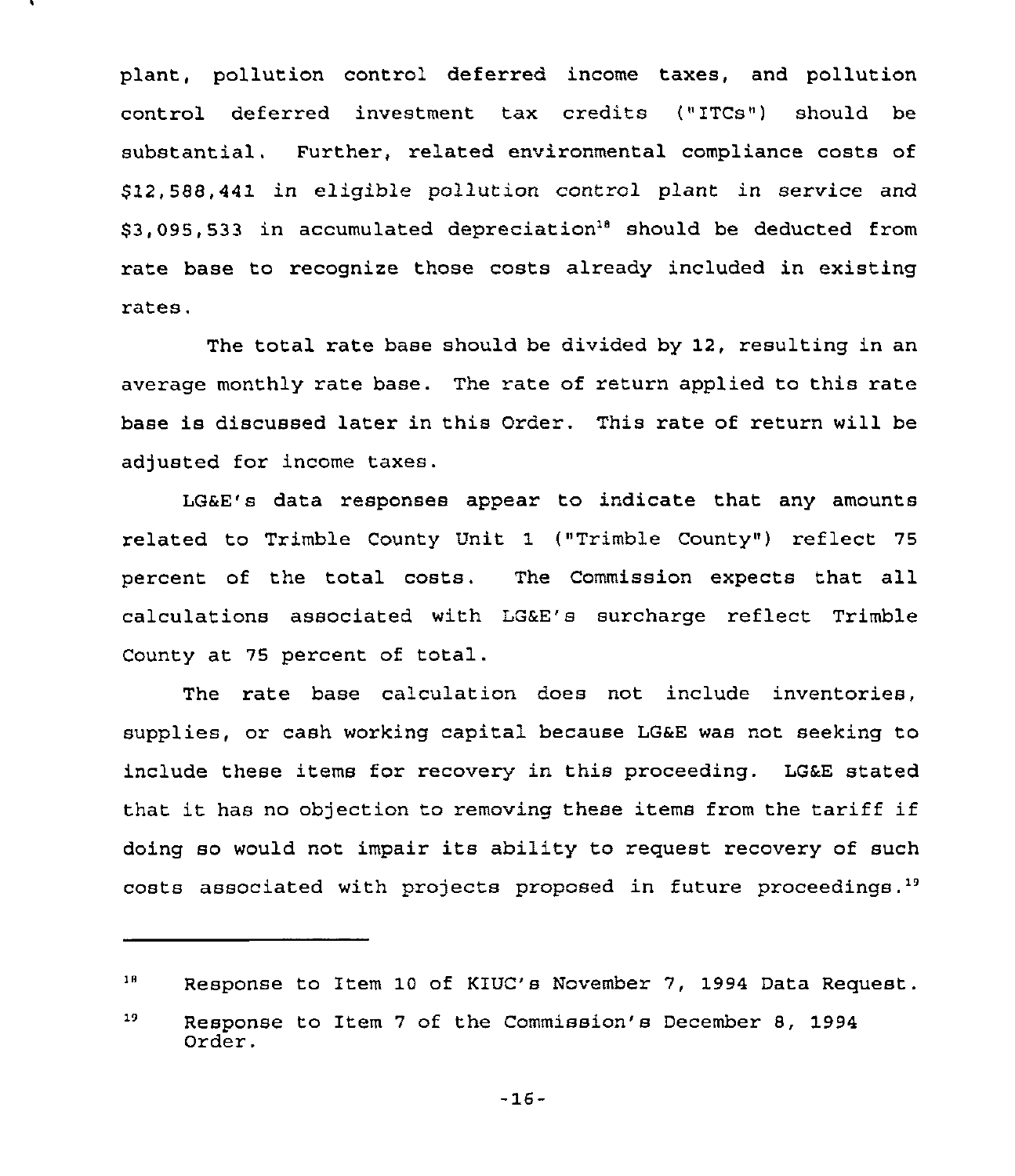plant, pollution control deferred income taxes, and pollution control deferred investment tax credits ("ITCs") should be substantial. Further, related environmental compliance costs of $12,588,441 in eligible pollution control plant in service and $3,095,533 in accumulated depreciation[18] should be deducted from rate base to recognize those costs already included in existing rates.

The total rate base should be divided by 12, resulting in an average monthly rate base. The rate of return applied to this rate base is discussed later in this Order. This rate of return will be adjusted for income taxes.

LG&E's data responses appear to indicate that any amounts related to Trimble County Unit 1 ("Trimble County") reflect 75 percent of the total costs. The Commission expects that all calculations associated with LG&E's surcharge reflect Trimble County at 75 percent of total.

The rate base calculation does not include inventories, supplies, or cash working capital because LG&E was not seeking to include these items for recovery in this proceeding. LG&E stated that it has no objection to removing these items from the tariff if doing so would not impair its ability to request recovery of such costs associated with projects proposed in future proceedings.[19]

---

[18] Response to Item 10 of KIUC's November 7, 1994 Data Request.

[19] Response to Item 7 of the Commission's December 8, 1994 Order.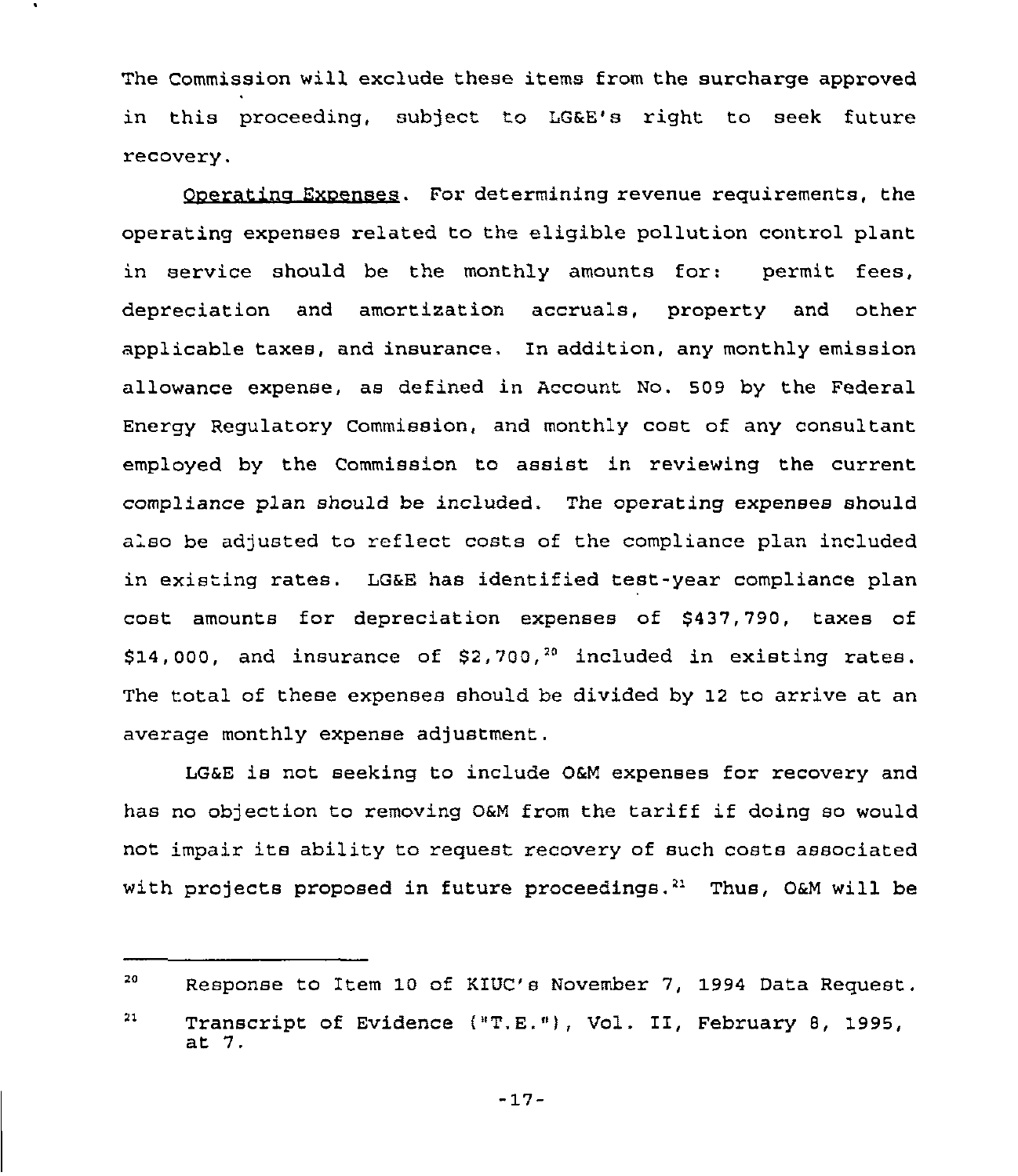The Commission will exclude these items from the surcharge approved in this proceeding, subject to LG&E's right to seek future recovery.

Operating Expenses. For determining revenue requirements, the operating expenses related to the eligible pollution control plant in service should be the monthly amounts for: permit fees, depreciation and amortization accruals, property and other applicable taxes, and insurance. In addition, any monthly emission allowance expense, as defined in Account No. 509 by the Federal Energy Regulatory Commission, and monthly cost of any consultant employed by the Commission to assist in reviewing the current compliance plan should be included. The operating expenses should also be adjusted to reflect costs of the compliance plan included in existing rates. LG&E has identified test-year compliance plan cost amounts for depreciation expenses of $437,790, taxes of $14,000, and insurance of $2,700,[20] included in existing rates. The total of these expenses should be divided by 12 to arrive at an average monthly expense adjustment.

LG&E is not seeking to include O&M expenses for recovery and has no objection to removing O&M from the tariff if doing so would not impair its ability to request recovery of such costs associated with projects proposed in future proceedings.[21] Thus, O&M will be

---

[20] Response to Item 10 of KIUC's November 7, 1994 Data Request.

[21] Transcript of Evidence ("T.E."), Vol. II, February 8, 1995, at 7.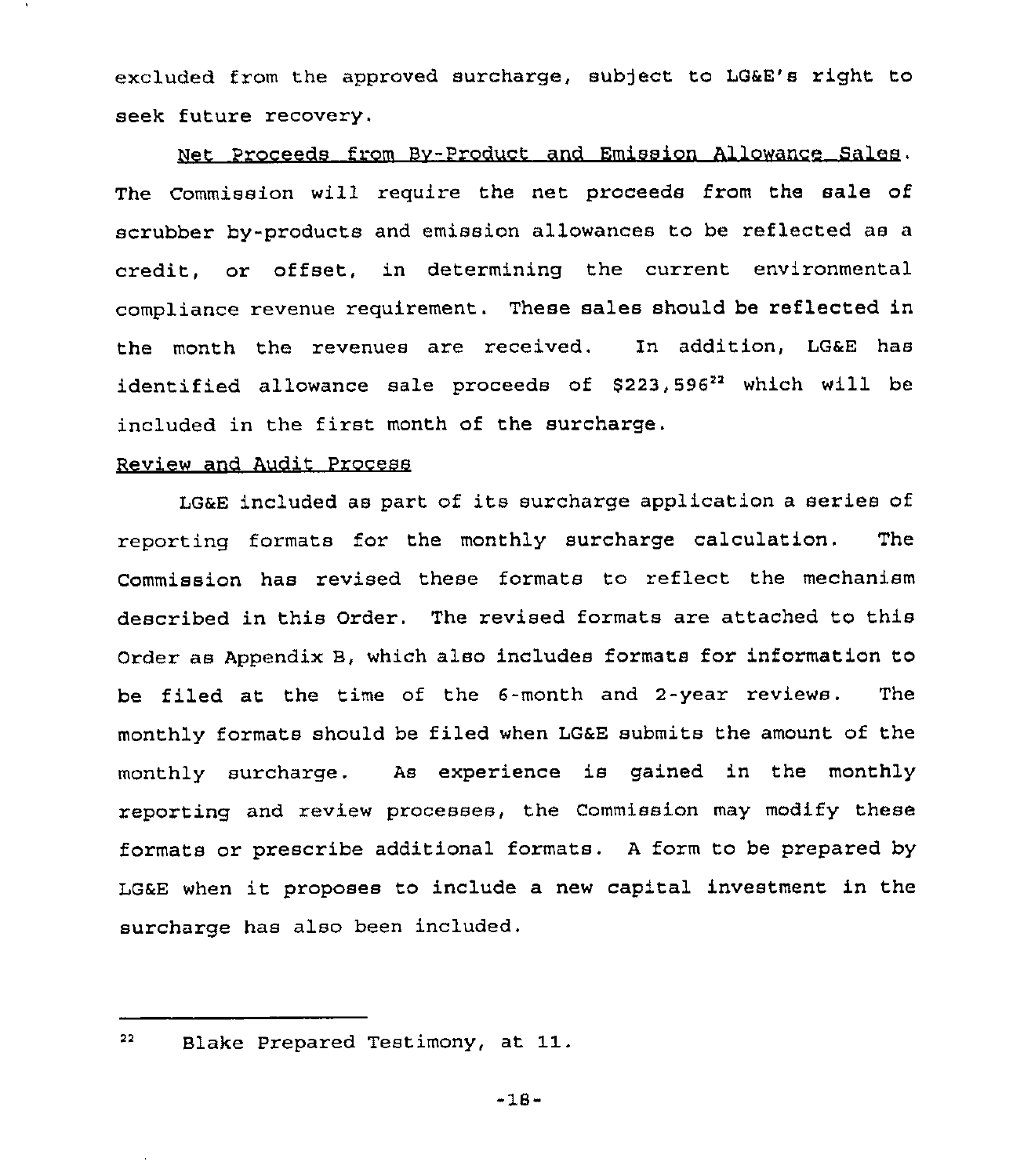excluded from the approved surcharge, subject to LG&E's right to seek future recovery.

Net Proceeds from By-Product and Emission Allowance Sales. The Commission will require the net proceeds from the sale of scrubber by-products and emission allowances to be reflected as a credit, or offset, in determining the current environmental compliance revenue requirement. These sales should be reflected in the month the revenues are received. In addition, LG&E has identified allowance sale proceeds of $223,596[22] which will be included in the first month of the surcharge.

Review and Audit Process

LG&E included as part of its surcharge application a series of reporting formats for the monthly surcharge calculation. The Commission has revised these formats to reflect the mechanism described in this Order. The revised formats are attached to this Order as Appendix B, which also includes formats for information to be filed at the time of the 6-month and 2-year reviews. The monthly formats should be filed when LG&E submits the amount of the monthly surcharge. As experience is gained in the monthly reporting and review processes, the Commission may modify these formats or prescribe additional formats. A form to be prepared by LG&E when it proposes to include a new capital investment in the surcharge has also been included.

---

[22] Blake Prepared Testimony, at 11.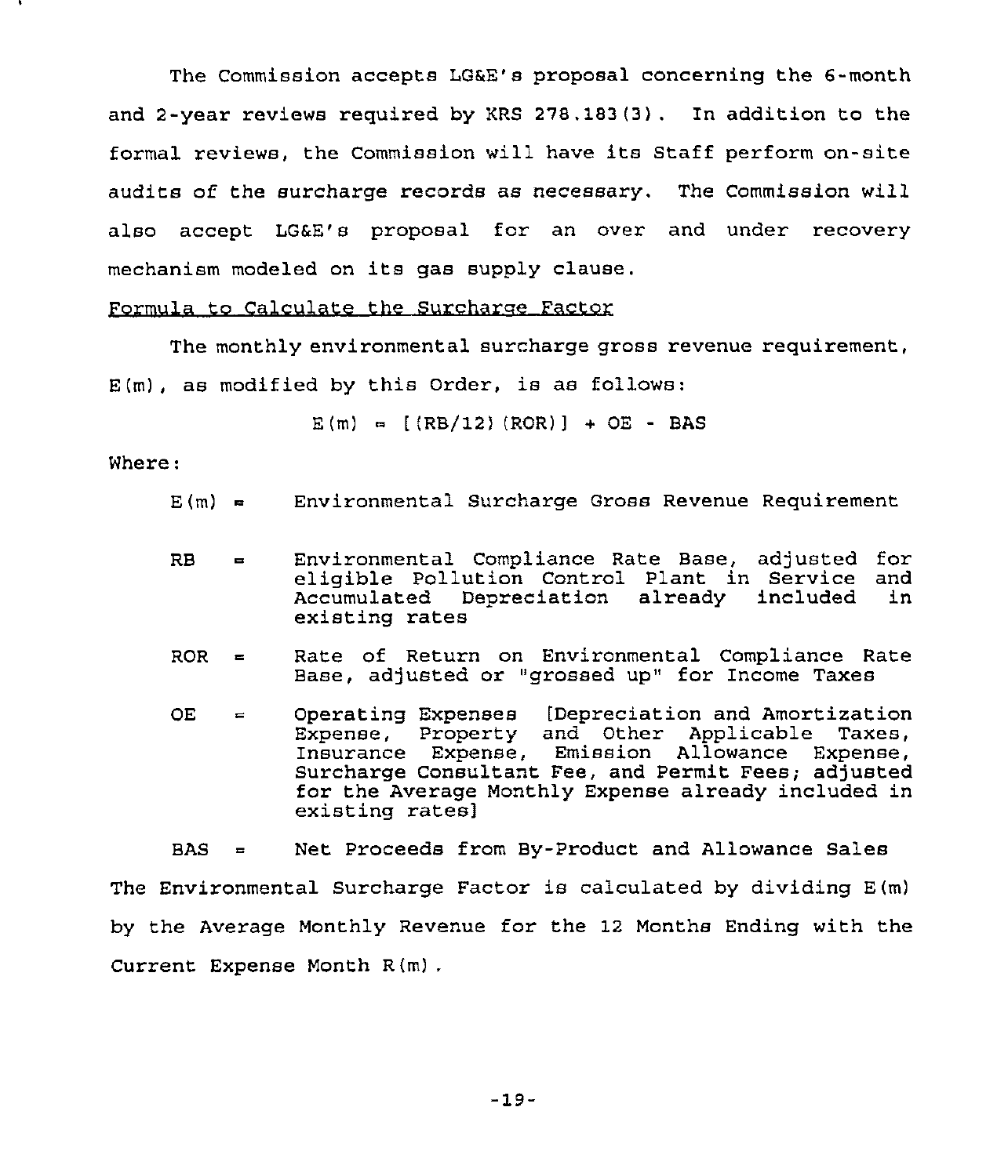The Commission accepts LG&E's proposal concerning the 6-month and 2-year reviews required by KRS 278.183(3). In addition to the formal reviews, the Commission will have its Staff perform on-site audits of the surcharge records as necessary. The Commission will also accept LG&E's proposal for an over and under recovery mechanism modeled on its gas supply clause.

Formula to Calculate the Surcharge Factor

The monthly environmental surcharge gross revenue requirement, E(m), as modified by this Order, is as follows:

$$E(m) = [(RB/12)(ROR)] + OE - BAS$$

Where:

- E(m) = Environmental Surcharge Gross Revenue Requirement
- RB = Environmental Compliance Rate Base, adjusted for eligible Pollution Control Plant in Service and Accumulated Depreciation already included in existing rates
- ROR = Rate of Return on Environmental Compliance Rate Base, adjusted or "grossed up" for Income Taxes
- OE = Operating Expenses [Depreciation and Amortization Expense, Property and Other Applicable Taxes, Insurance Expense, Emission Allowance Expense, Surcharge Consultant Fee, and Permit Fees; adjusted for the Average Monthly Expense already included in existing rates]
- BAS = Net Proceeds from By-Product and Allowance Sales

The Environmental Surcharge Factor is calculated by dividing E(m) by the Average Monthly Revenue for the 12 Months Ending with the Current Expense Month R(m).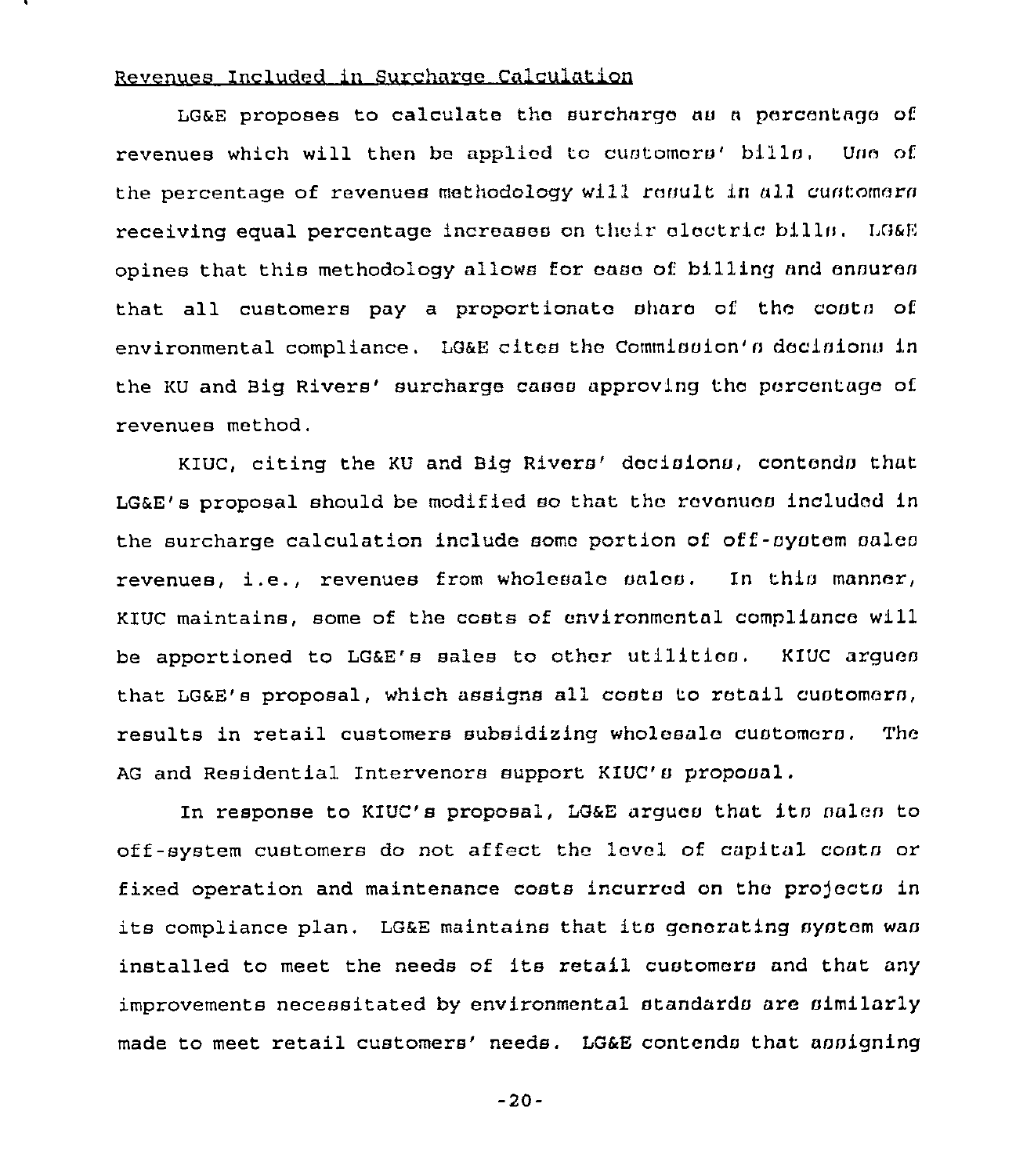Revenues Included in Surcharge Calculation

LG&E proposes to calculate the surcharge as a percentage of revenues which will then be applied to customers' bills. Use of the percentage of revenues methodology will result in all customers receiving equal percentage increases on their electric bills. LG&E opines that this methodology allows for ease of billing and ensures that all customers pay a proportionate share of the costs of environmental compliance. LG&E cites the Commission's decisions in the KU and Big Rivers' surcharge cases approving the percentage of revenues method.

KIUC, citing the KU and Big Rivers' decisions, contends that LG&E's proposal should be modified so that the revenues included in the surcharge calculation include some portion of off-system sales revenues, i.e., revenues from wholesale sales. In this manner, KIUC maintains, some of the costs of environmental compliance will be apportioned to LG&E's sales to other utilities. KIUC argues that LG&E's proposal, which assigns all costs to retail customers, results in retail customers subsidizing wholesale customers. The AG and Residential Intervenors support KIUC's proposal.

In response to KIUC's proposal, LG&E argues that its sales to off-system customers do not affect the level of capital costs or fixed operation and maintenance costs incurred on the projects in its compliance plan. LG&E maintains that its generating system was installed to meet the needs of its retail customers and that any improvements necessitated by environmental standards are similarly made to meet retail customers' needs. LG&E contends that assigning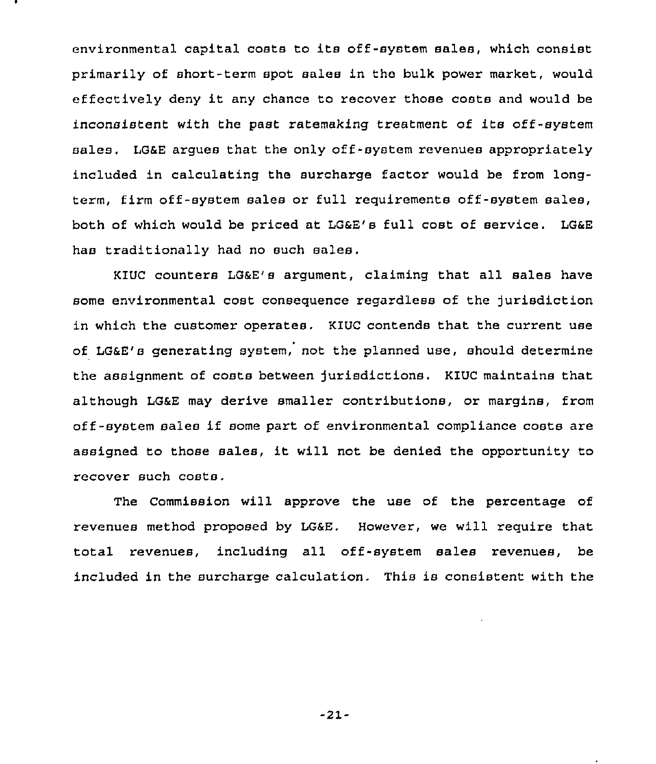environmental capital costs to its off-system sales, which consist primarily of short-term spot sales in the bulk power market, would effectively deny it any chance to recover those costs and would be inconsistent with the past ratemaking treatment of its off-system sales. LG&E argues that the only off-system revenues appropriately included in calculating the surcharge factor would be from long-term, firm off-system sales or full requirements off-system sales, both of which would be priced at LG&E's full cost of service. LG&E has traditionally had no such sales.

KIUC counters LG&E's argument, claiming that all sales have some environmental cost consequence regardless of the jurisdiction in which the customer operates. KIUC contends that the current use of LG&E's generating system, not the planned use, should determine the assignment of costs between jurisdictions. KIUC maintains that although LG&E may derive smaller contributions, or margins, from off-system sales if some part of environmental compliance costs are assigned to those sales, it will not be denied the opportunity to recover such costs.

The Commission will approve the use of the percentage of revenues method proposed by LG&E. However, we will require that total revenues, including all off-system sales revenues, be included in the surcharge calculation. This is consistent with the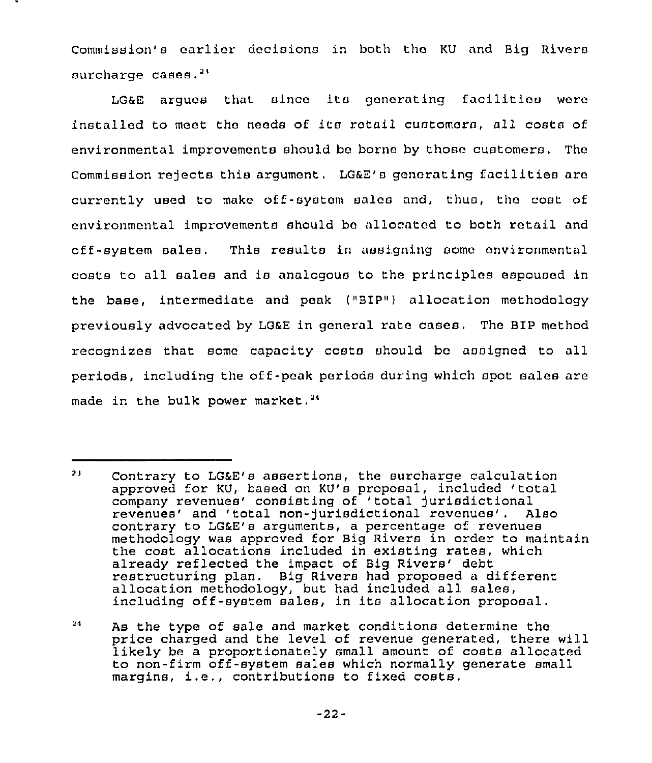Commission's earlier decisions in both the KU and Big Rivers surcharge cases.[23]

LG&E argues that since its generating facilities were installed to meet the needs of its retail customers, all costs of environmental improvements should be borne by those customers. The Commission rejects this argument. LG&E's generating facilities are currently used to make off-system sales and, thus, the cost of environmental improvements should be allocated to both retail and off-system sales. This results in assigning some environmental costs to all sales and is analogous to the principles espoused in the base, intermediate and peak ("BIP") allocation methodology previously advocated by LG&E in general rate cases. The BIP method recognizes that some capacity costs should be assigned to all periods, including the off-peak periods during which spot sales are made in the bulk power market.[24]

---

[23] Contrary to LG&E's assertions, the surcharge calculation approved for KU, based on KU's proposal, included 'total company revenues' consisting of 'total jurisdictional revenues' and 'total non-jurisdictional revenues'. Also contrary to LG&E's arguments, a percentage of revenues methodology was approved for Big Rivers in order to maintain the cost allocations included in existing rates, which already reflected the impact of Big Rivers' debt restructuring plan. Big Rivers had proposed a different allocation methodology, but had included all sales, including off-system sales, in its allocation proposal.

[24] As the type of sale and market conditions determine the price charged and the level of revenue generated, there will likely be a proportionately small amount of costs allocated to non-firm off-system sales which normally generate small margins, i.e., contributions to fixed costs.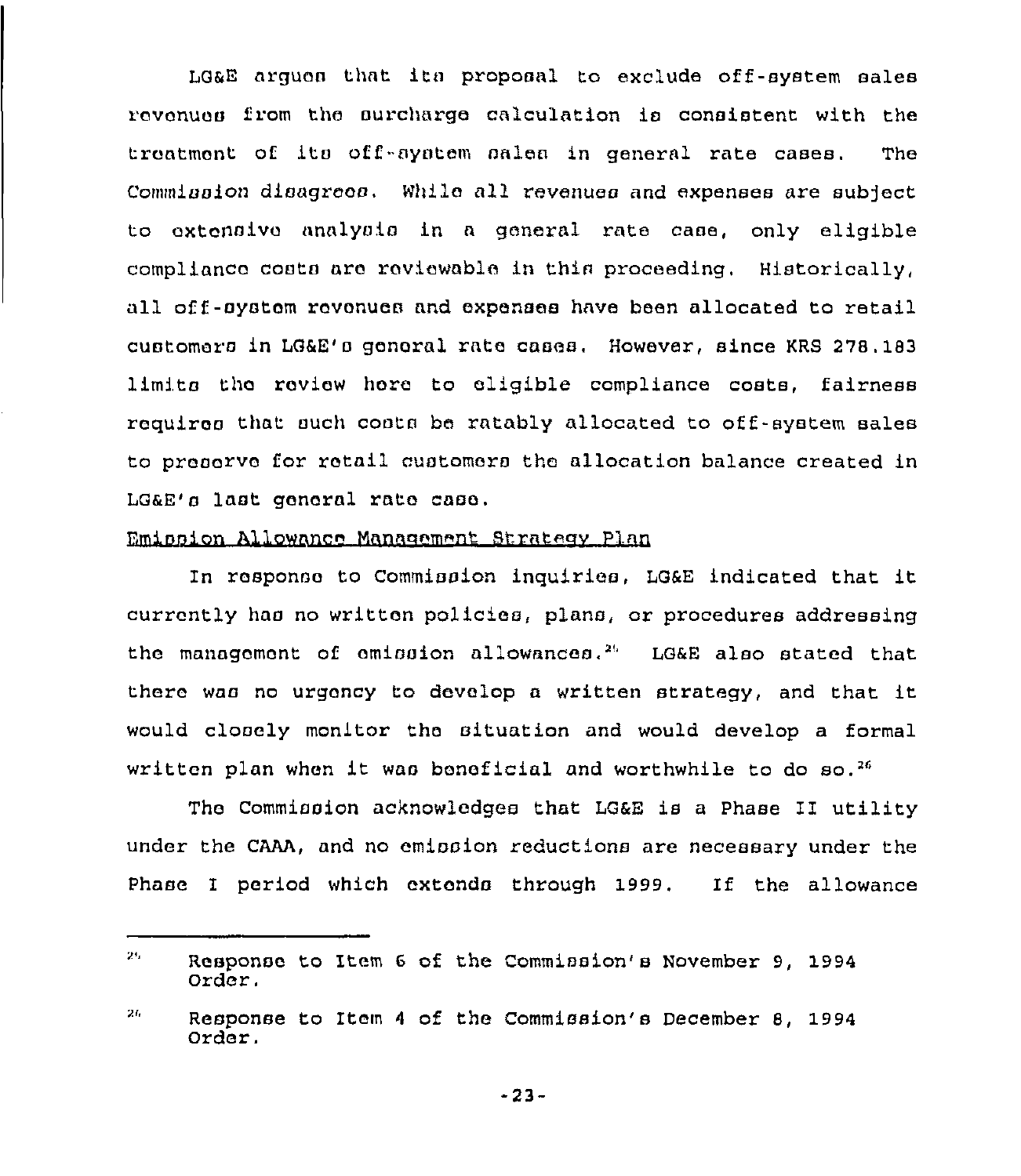LG&E argues that its proposal to exclude off-system sales revenues from the surcharge calculation is consistent with the treatment of its off-system sales in general rate cases. The Commission disagrees. While all revenues and expenses are subject to extensive analysis in a general rate case, only eligible compliance costs are reviewable in this proceeding. Historically, all off-system revenues and expenses have been allocated to retail customers in LG&E's general rate cases. However, since KRS 278.183 limits the review here to eligible compliance costs, fairness requires that such costs be ratably allocated to off-system sales to preserve for retail customers the allocation balance created in LG&E's last general rate case.

Emission Allowance Management Strategy Plan

In response to Commission inquiries, LG&E indicated that it currently has no written policies, plans, or procedures addressing the management of emission allowances.[25] LG&E also stated that there was no urgency to develop a written strategy, and that it would closely monitor the situation and would develop a formal written plan when it was beneficial and worthwhile to do so.[26]

The Commission acknowledges that LG&E is a Phase II utility under the CAAA, and no emission reductions are necessary under the Phase I period which extends through 1999. If the allowance

---

[25] Response to Item 6 of the Commission's November 9, 1994 Order.

[26] Response to Item 4 of the Commission's December 8, 1994 Order.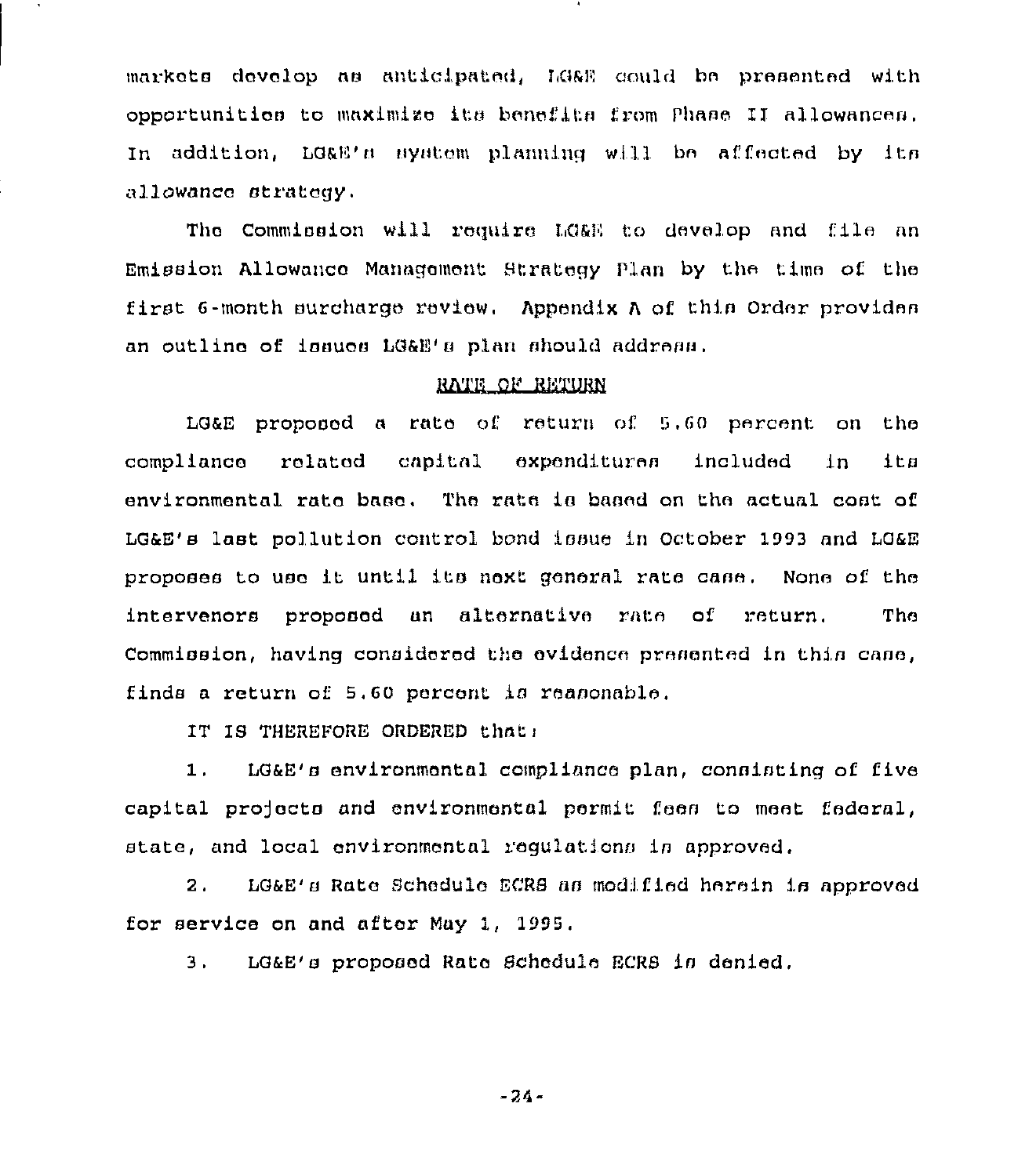markets develop as anticipated, LG&E could be presented with opportunities to maximize its benefits from Phase II allowances. In addition, LG&E's system planning will be affected by its allowance strategy.

The Commission will require LG&E to develop and file an Emission Allowance Management Strategy Plan by the time of the first 6-month surcharge review. Appendix A of this Order provides an outline of issues LG&E's plan should address.

## RATE OF RETURN

LG&E proposed a rate of return of 5.60 percent on the compliance related capital expenditures included in its environmental rate base. The rate is based on the actual cost of LG&E's last pollution control bond issue in October 1993 and LG&E proposes to use it until its next general rate case. None of the intervenors proposed an alternative rate of return. The Commission, having considered the evidence presented in this case, finds a return of 5.60 percent is reasonable.

IT IS THEREFORE ORDERED that:

1. LG&E's environmental compliance plan, consisting of five capital projects and environmental permit fees to meet federal, state, and local environmental regulations is approved.

2. LG&E's Rate Schedule ECRS as modified herein is approved for service on and after May 1, 1995.

3. LG&E's proposed Rate Schedule ECRS is denied.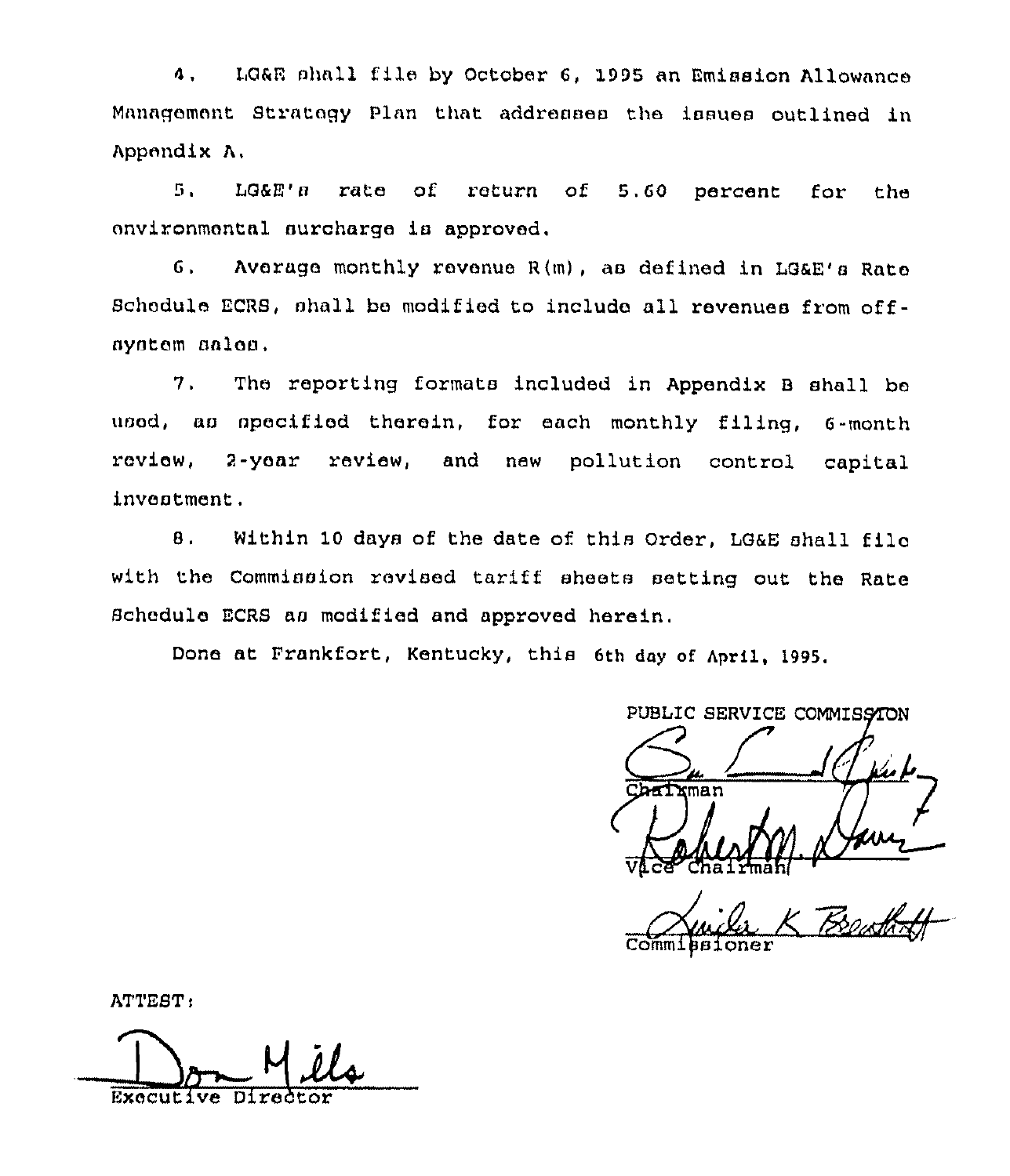4. LG&E shall file by October 6, 1995 an Emission Allowance Management Strategy Plan that addresses the issues outlined in Appendix A.

5. LG&E's rate of return of 5.60 percent for the environmental surcharge is approved.

6. Average monthly revenue R(m), as defined in LG&E's Rate Schedule ECRS, shall be modified to include all revenues from off-system sales.

7. The reporting formats included in Appendix B shall be used, as specified therein, for each monthly filing, 6-month review, 2-year review, and new pollution control capital investment.

8. Within 10 days of the date of this Order, LG&E shall file with the Commission revised tariff sheets setting out the Rate Schedule ECRS as modified and approved herein.

Done at Frankfort, Kentucky, this 6th day of April, 1995.

PUBLIC SERVICE COMMISSION

Chairman

Vice Chairman

Commissioner

ATTEST:

Executive Director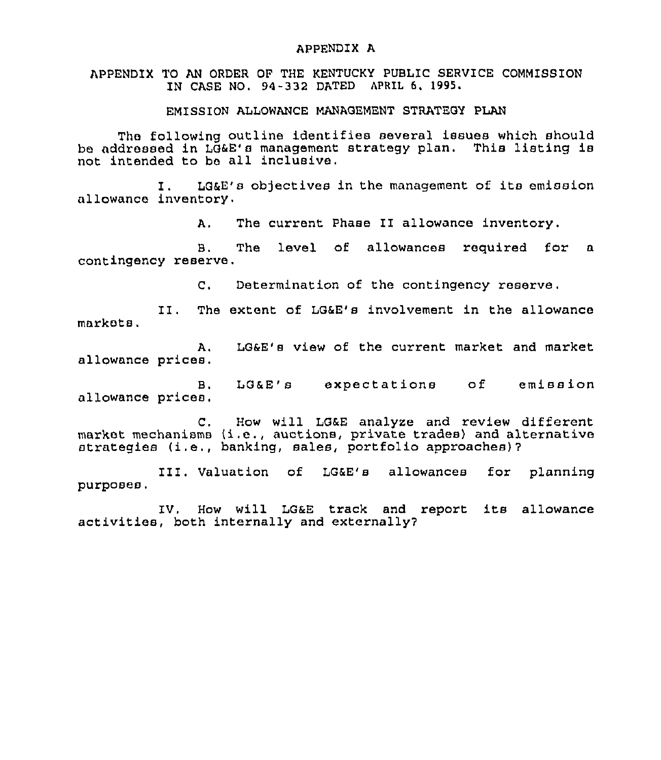# APPENDIX A

APPENDIX TO AN ORDER OF THE KENTUCKY PUBLIC SERVICE COMMISSION IN CASE NO. 94-332 DATED APRIL 6, 1995.

## EMISSION ALLOWANCE MANAGEMENT STRATEGY PLAN

The following outline identifies several issues which should be addressed in LG&E's management strategy plan. This listing is not intended to be all inclusive.

I. LG&E's objectives in the management of its emission allowance inventory.

A. The current Phase II allowance inventory.

B. The level of allowances required for a contingency reserve.

C. Determination of the contingency reserve.

II. The extent of LG&E's involvement in the allowance markets.

A. LG&E's view of the current market and market allowance prices.

B. LG&E's expectations of emission allowance prices.

C. How will LG&E analyze and review different market mechanisms (i.e., auctions, private trades) and alternative strategies (i.e., banking, sales, portfolio approaches)?

III. Valuation of LG&E's allowances for planning purposes.

IV. How will LG&E track and report its allowance activities, both internally and externally?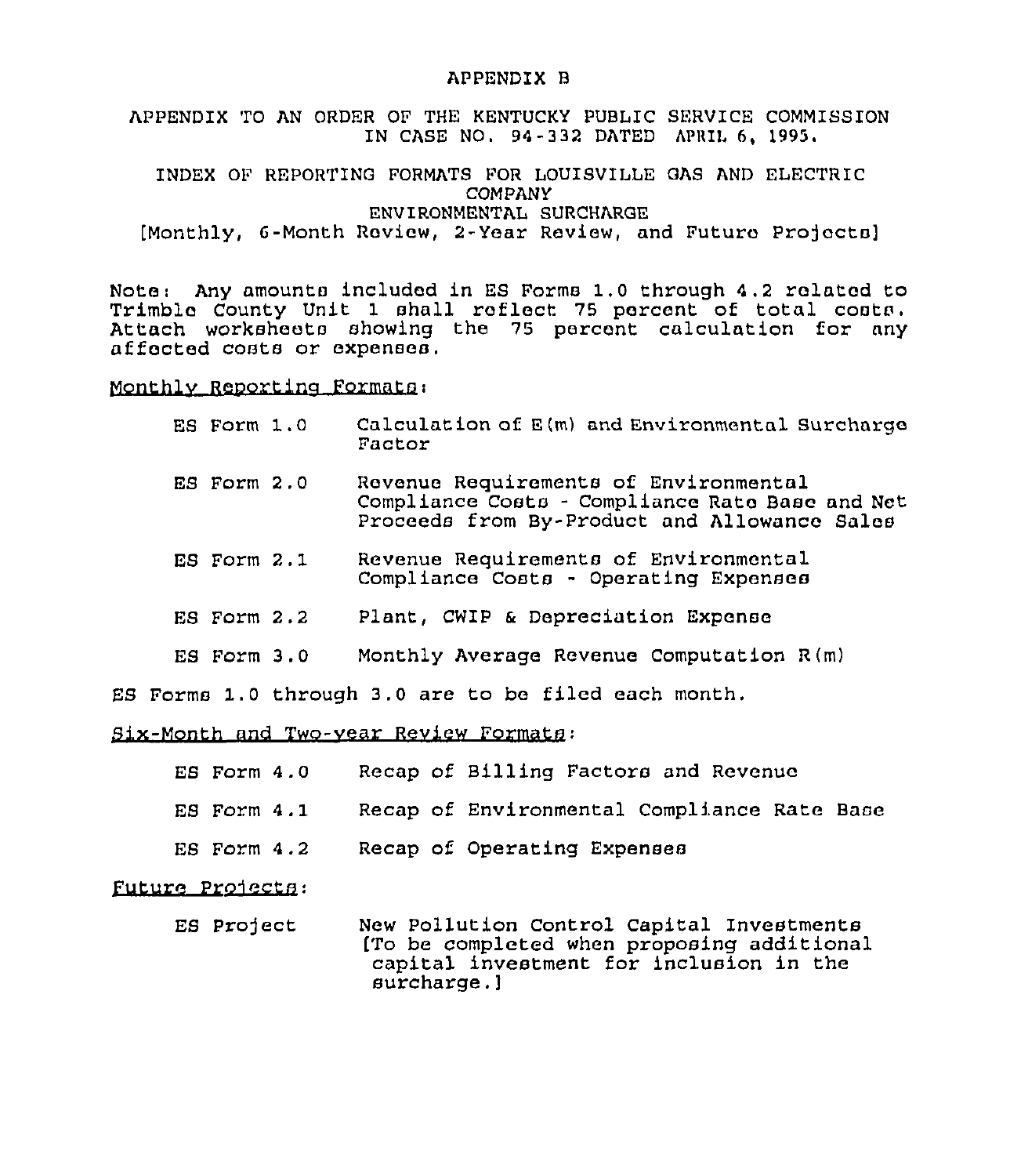# APPENDIX B

APPENDIX TO AN ORDER OF THE KENTUCKY PUBLIC SERVICE COMMISSION IN CASE NO. 94-332 DATED APRIL 6, 1995.

## INDEX OF REPORTING FORMATS FOR LOUISVILLE GAS AND ELECTRIC COMPANY
## ENVIRONMENTAL SURCHARGE
## [Monthly, 6-Month Review, 2-Year Review, and Future Projects]

Note: Any amounts included in ES Forms 1.0 through 4.2 related to Trimble County Unit 1 shall reflect 75 percent of total costs. Attach worksheets showing the 75 percent calculation for any affected costs or expenses.

Monthly Reporting Formats:

| | |
|---|---|
| ES Form 1.0 | Calculation of E(m) and Environmental Surcharge Factor |
| ES Form 2.0 | Revenue Requirements of Environmental Compliance Costs - Compliance Rate Base and Net Proceeds from By-Product and Allowance Sales |
| ES Form 2.1 | Revenue Requirements of Environmental Compliance Costs - Operating Expenses |
| ES Form 2.2 | Plant, CWIP & Depreciation Expense |
| ES Form 3.0 | Monthly Average Revenue Computation R(m) |

ES Forms 1.0 through 3.0 are to be filed each month.

Six-Month and Two-year Review Formats:

| | |
|---|---|
| ES Form 4.0 | Recap of Billing Factors and Revenue |
| ES Form 4.1 | Recap of Environmental Compliance Rate Base |
| ES Form 4.2 | Recap of Operating Expenses |

Future Projects:

| | |
|---|---|
| ES Project | New Pollution Control Capital Investments [To be completed when proposing additional capital investment for inclusion in the surcharge.] |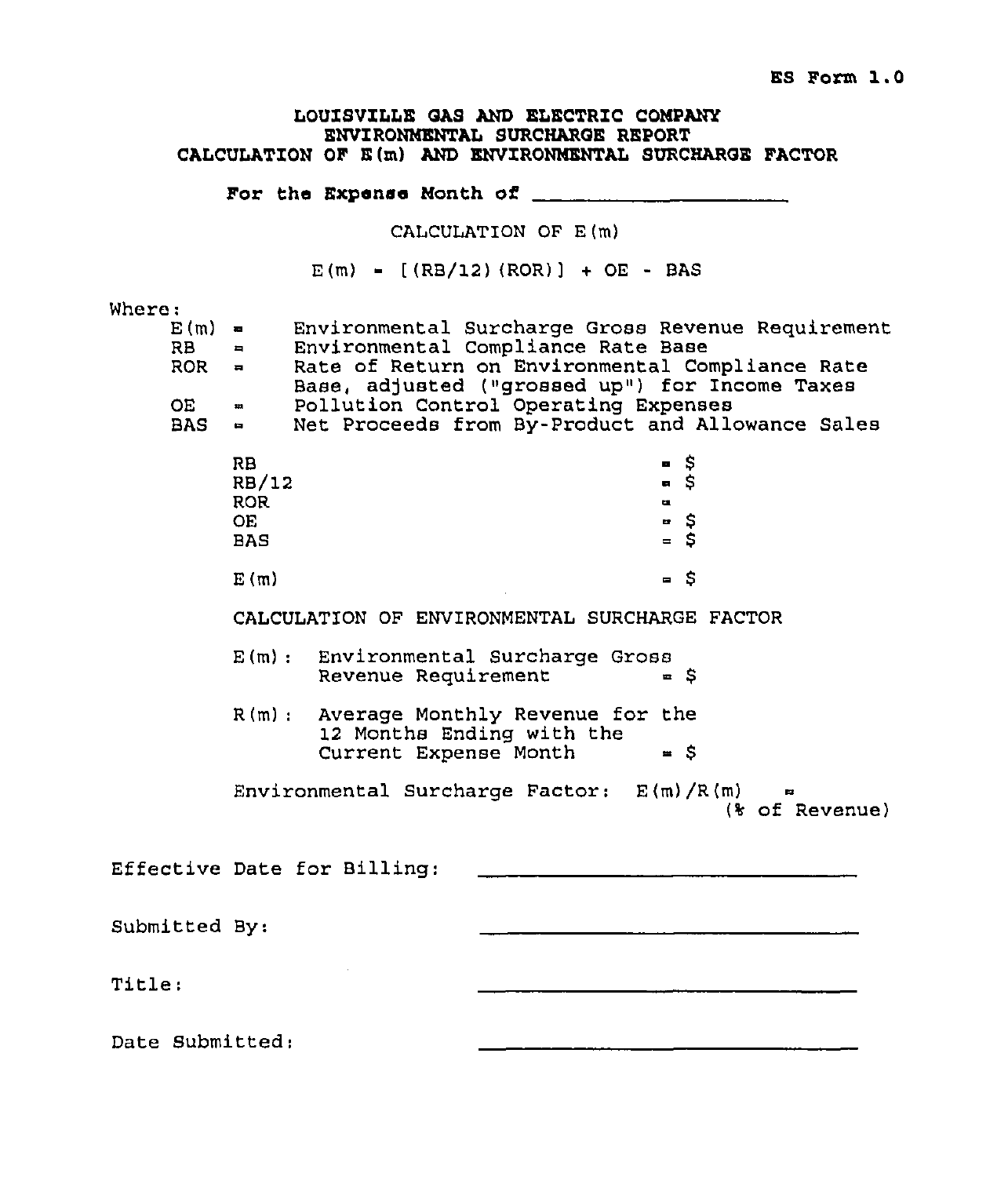ES Form 1.0

# LOUISVILLE GAS AND ELECTRIC COMPANY
## ENVIRONMENTAL SURCHARGE REPORT
## CALCULATION OF E(m) AND ENVIRONMENTAL SURCHARGE FACTOR

**For the Expense Month of** \_\_\_\_\_\_\_\_\_\_\_\_\_\_\_\_\_\_\_\_

CALCULATION OF E(m)

$$E(m) = [(RB/12)(ROR)] + OE - BAS$$

Where:

- E(m) = Environmental Surcharge Gross Revenue Requirement
- RB = Environmental Compliance Rate Base
- ROR = Rate of Return on Environmental Compliance Rate Base, adjusted ("grossed up") for Income Taxes
- OE = Pollution Control Operating Expenses
- BAS = Net Proceeds from By-Product and Allowance Sales

| | |
|---|---|
| RB | = $ |
| RB/12 | = $ |
| ROR | = |
| OE | = $ |
| BAS | = $ |
| | |
| E(m) | = $ |

CALCULATION OF ENVIRONMENTAL SURCHARGE FACTOR

E(m): Environmental Surcharge Gross Revenue Requirement = $

R(m): Average Monthly Revenue for the 12 Months Ending with the Current Expense Month = $

Environmental Surcharge Factor: E(m)/R(m) =
(% of Revenue)

Effective Date for Billing: \_\_\_\_\_\_\_\_\_\_\_\_\_\_\_\_\_\_\_\_

Submitted By: \_\_\_\_\_\_\_\_\_\_\_\_\_\_\_\_\_\_\_\_

Title: \_\_\_\_\_\_\_\_\_\_\_\_\_\_\_\_\_\_\_\_

Date Submitted: \_\_\_\_\_\_\_\_\_\_\_\_\_\_\_\_\_\_\_\_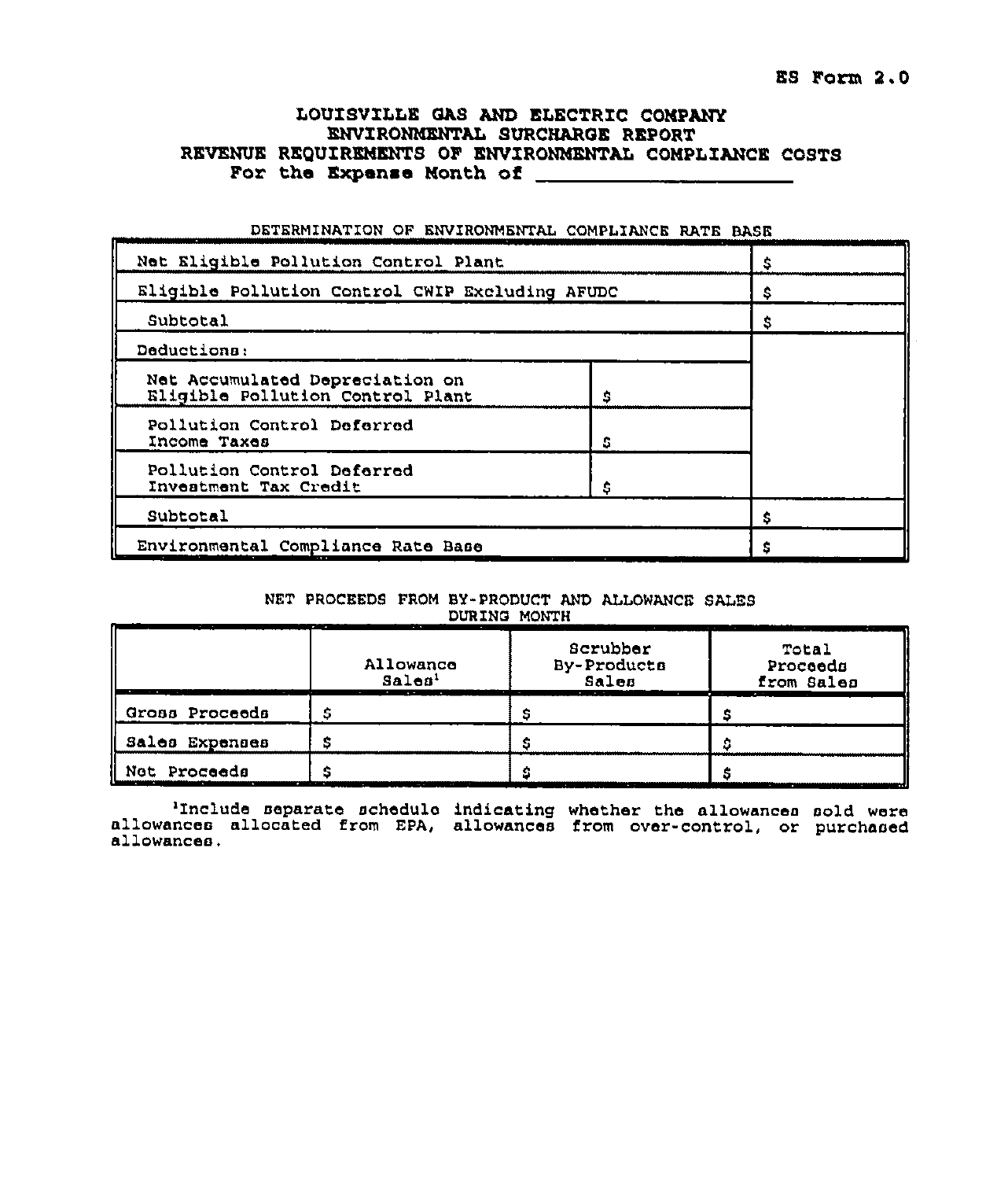ES Form 2.0

# LOUISVILLE GAS AND ELECTRIC COMPANY
## ENVIRONMENTAL SURCHARGE REPORT
## REVENUE REQUIREMENTS OF ENVIRONMENTAL COMPLIANCE COSTS
### For the Expense Month of ____________________

DETERMINATION OF ENVIRONMENTAL COMPLIANCE RATE BASE

| | | |
|---|---|---|
| Net Eligible Pollution Control Plant | | $ |
| Eligible Pollution Control CWIP Excluding AFUDC | | $ |
| Subtotal | | $ |
| Deductions: | | |
| Net Accumulated Depreciation on Eligible Pollution Control Plant | $ | |
| Pollution Control Deferred Income Taxes | $ | |
| Pollution Control Deferred Investment Tax Credit | $ | |
| Subtotal | | $ |
| Environmental Compliance Rate Base | | $ |

NET PROCEEDS FROM BY-PRODUCT AND ALLOWANCE SALES DURING MONTH

| | Allowance Sales[1] | Scrubber By-Products Sales | Total Proceeds from Sales |
|---|---|---|---|
| Gross Proceeds | $ | $ | $ |
| Sales Expenses | $ | $ | $ |
| Net Proceeds | $ | $ | $ |

[1]Include separate schedule indicating whether the allowances sold were allowances allocated from EPA, allowances from over-control, or purchased allowances.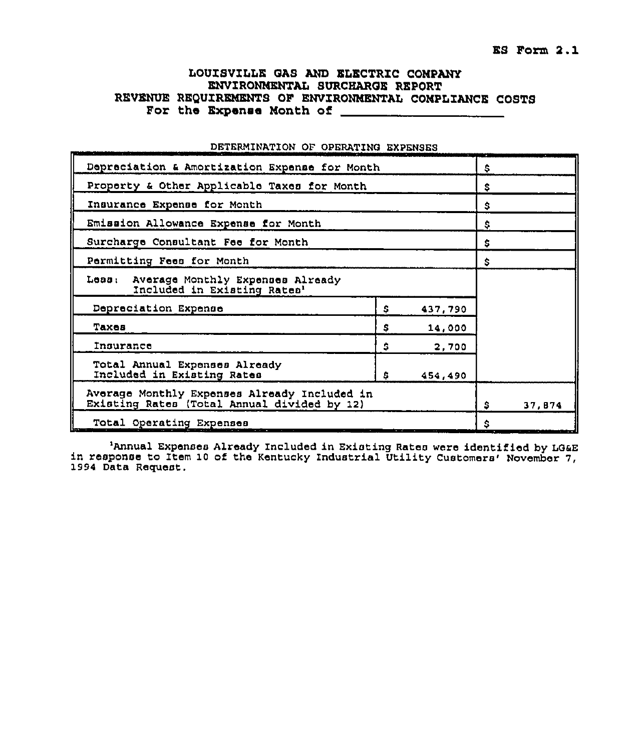ES Form 2.1

# LOUISVILLE GAS AND ELECTRIC COMPANY
## ENVIRONMENTAL SURCHARGE REPORT
## REVENUE REQUIREMENTS OF ENVIRONMENTAL COMPLIANCE COSTS
### For the Expense Month of ____________________

DETERMINATION OF OPERATING EXPENSES

| | | |
|---|---|---|
| Depreciation & Amortization Expense for Month | | $ |
| Property & Other Applicable Taxes for Month | | $ |
| Insurance Expense for Month | | $ |
| Emission Allowance Expense for Month | | $ |
| Surcharge Consultant Fee for Month | | $ |
| Permitting Fees for Month | | $ |
| Less: Average Monthly Expenses Already Included in Existing Rates[1] | | |
| Depreciation Expense | $ 437,790 | |
| Taxes | $ 14,000 | |
| Insurance | $ 2,700 | |
| Total Annual Expenses Already Included in Existing Rates | $ 454,490 | |
| Average Monthly Expenses Already Included in Existing Rates (Total Annual divided by 12) | | $ 37,874 |
| Total Operating Expenses | | $ |

[1]Annual Expenses Already Included in Existing Rates were identified by LG&E in response to Item 10 of the Kentucky Industrial Utility Customers' November 7, 1994 Data Request.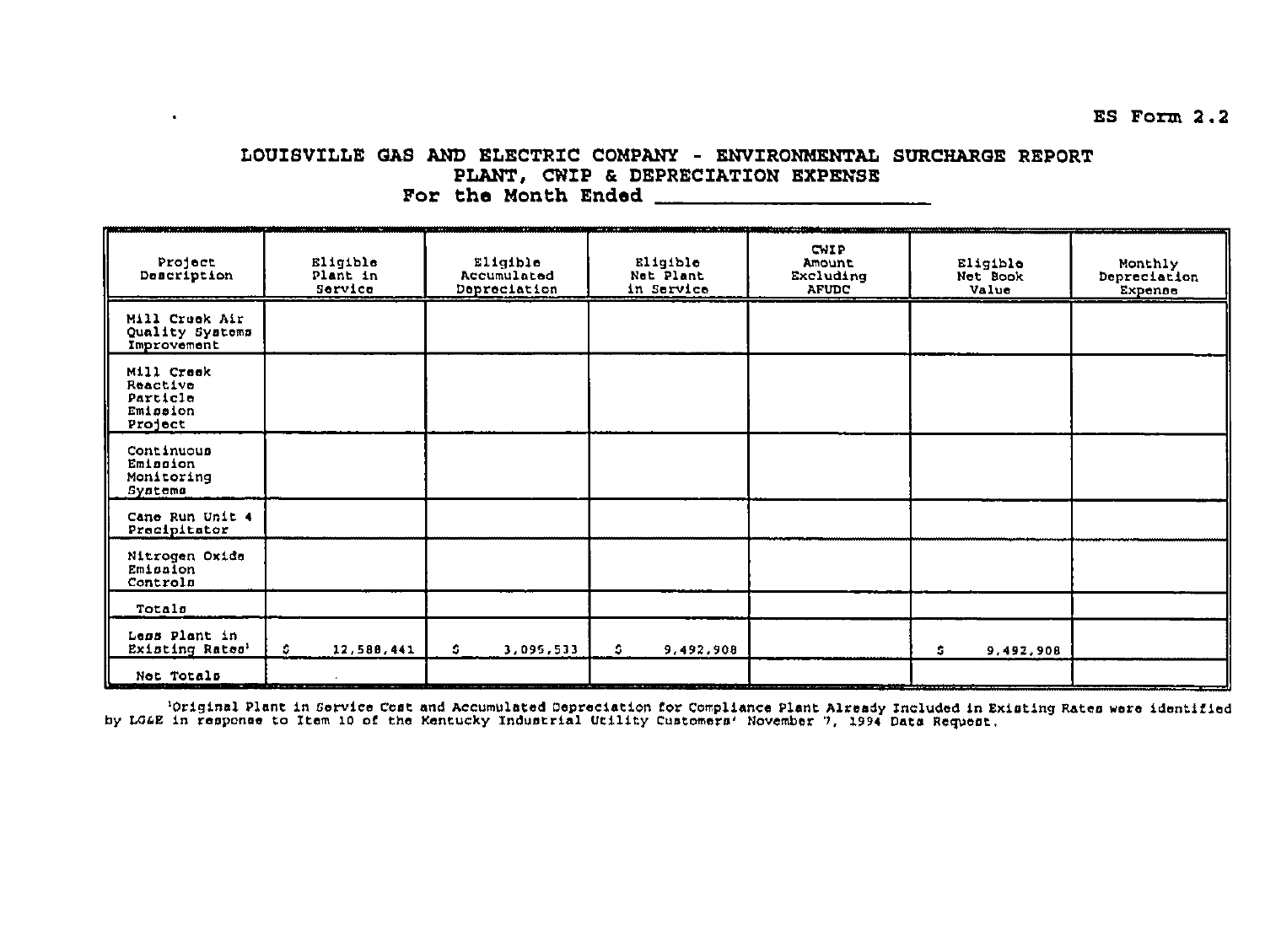ES Form 2.2

# LOUISVILLE GAS AND ELECTRIC COMPANY - ENVIRONMENTAL SURCHARGE REPORT

## PLANT, CWIP & DEPRECIATION EXPENSE

**For the Month Ended \_\_\_\_\_\_\_\_\_\_\_\_\_\_\_\_\_\_\_\_**

| Project Description | Eligible Plant in Service | Eligible Accumulated Depreciation | Eligible Net Plant in Service | CWIP Amount Excluding AFUDC | Eligible Net Book Value | Monthly Depreciation Expense |
|---|---|---|---|---|---|---|
| Mill Creek Air Quality Systems Improvement | | | | | | |
| Mill Creek Reactive Particle Emission Project | | | | | | |
| Continuous Emission Monitoring Systems | | | | | | |
| Cane Run Unit 4 Precipitator | | | | | | |
| Nitrogen Oxide Emission Controls | | | | | | |
| Totals | | | | | | |
| Less Plant in Existing Rates[1] | $ 12,588,441 | $ 3,095,533 | $ 9,492,908 | | $ 9,492,908 | |
| Net Totals | | | | | | |

[1]Original Plant in Service Cost and Accumulated Depreciation for Compliance Plant Already Included in Existing Rates were identified by LG&E in response to Item 10 of the Kentucky Industrial Utility Customers' November 7, 1994 Data Request.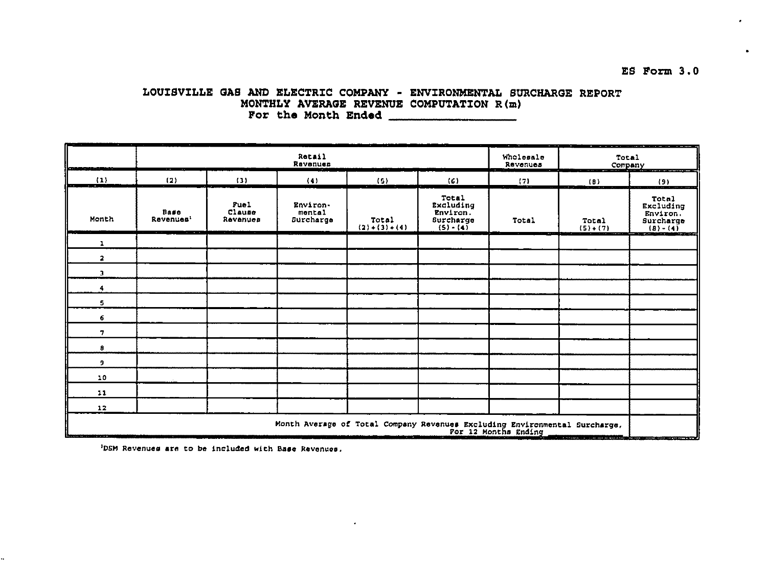ES Form 3.0

# LOUISVILLE GAS AND ELECTRIC COMPANY - ENVIRONMENTAL SURCHARGE REPORT
## MONTHLY AVERAGE REVENUE COMPUTATION R(m)
### For the Month Ended ____________________

| | Retail Revenues | | | | | Wholesale Revenues | Total Company | |
|---|---|---|---|---|---|---|---|---|
| (1) | (2) | (3) | (4) | (5) | (6) | (7) | (8) | (9) |
| Month | Base Revenues[1] | Fuel Clause Revenues | Environ-mental Surcharge | Total (2)+(3)+(4) | Total Excluding Environ. Surcharge (5)-(4) | Total | Total (5)+(7) | Total Excluding Environ. Surcharge (8)-(4) |
| 1 | | | | | | | | |
| 2 | | | | | | | | |
| 3 | | | | | | | | |
| 4 | | | | | | | | |
| 5 | | | | | | | | |
| 6 | | | | | | | | |
| 7 | | | | | | | | |
| 8 | | | | | | | | |
| 9 | | | | | | | | |
| 10 | | | | | | | | |
| 11 | | | | | | | | |
| 12 | | | | | | | | |
| Month Average of Total Company Revenues Excluding Environmental Surcharge, For 12 Months Ending ____________ | | | | | | | | |

[1]DSM Revenues are to be included with Base Revenues.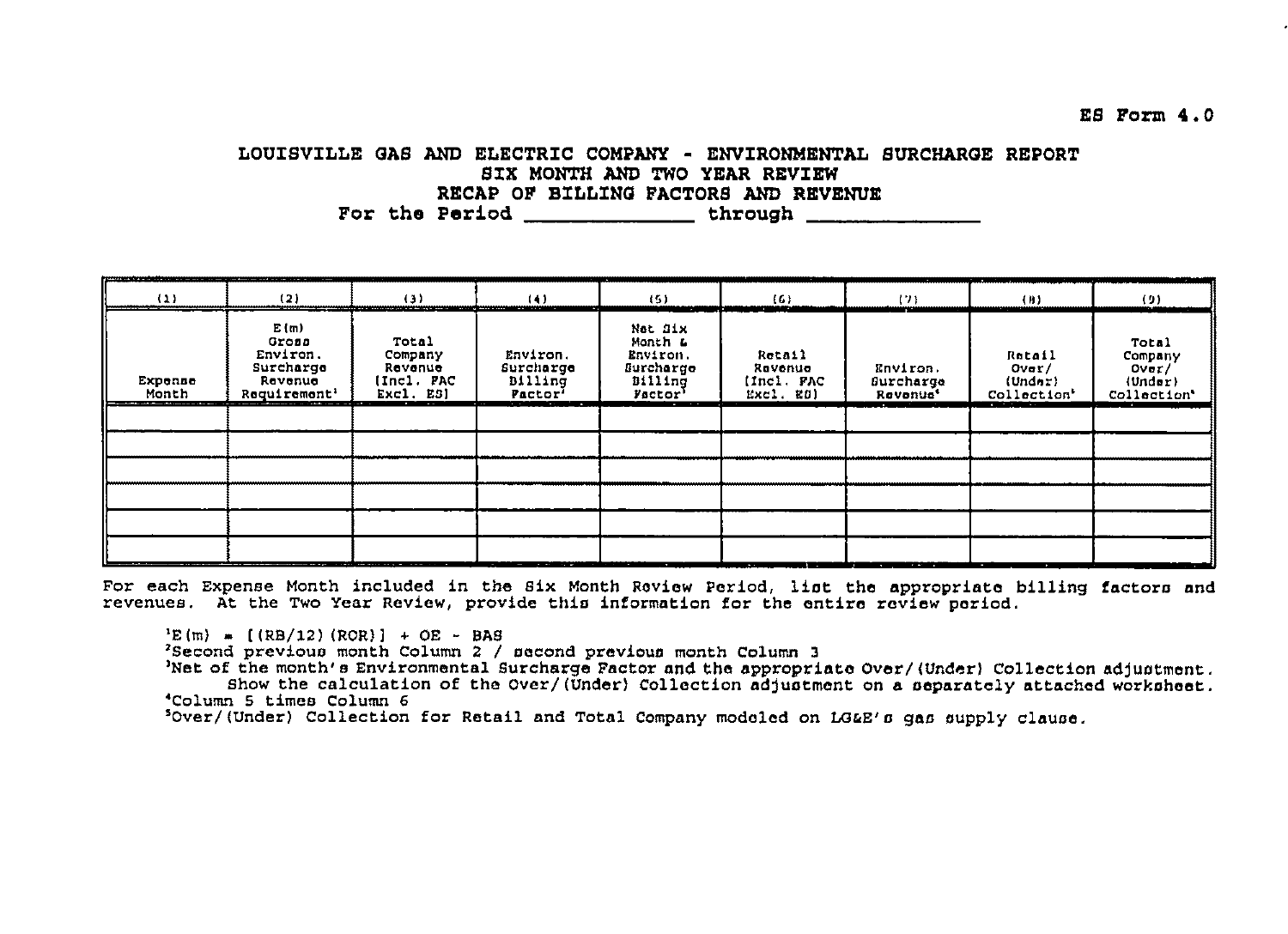ES Form 4.0

# LOUISVILLE GAS AND ELECTRIC COMPANY - ENVIRONMENTAL SURCHARGE REPORT

## SIX MONTH AND TWO YEAR REVIEW

## RECAP OF BILLING FACTORS AND REVENUE

For the Period ______________ through ______________

| (1) | (2) | (3) | (4) | (5) | (6) | (7) | (8) | (9) |
|---|---|---|---|---|---|---|---|---|
| Expense Month | E(m) Gross Environ. Surcharge Revenue Requirement[1] | Total Company Revenue (Incl. FAC Excl. ES) | Environ. Surcharge Billing Factor[2] | Net Six Month & Environ. Surcharge Billing Factor[3] | Retail Revenue (Incl. FAC Excl. ES) | Environ. Surcharge Revenue[4] | Retail Over/ (Under) Collection[5] | Total Company Over/ (Under) Collection[5] |
| | | | | | | | | |
| | | | | | | | | |
| | | | | | | | | |
| | | | | | | | | |
| | | | | | | | | |
| | | | | | | | | |

For each Expense Month included in the Six Month Review Period, list the appropriate billing factors and revenues. At the Two Year Review, provide this information for the entire review period.

[1] $E(m) = [(RB/12)(ROR)] + OE - BAS$

[2] Second previous month Column 2 / second previous month Column 3

[3] Net of the month's Environmental Surcharge Factor and the appropriate Over/(Under) Collection adjustment. Show the calculation of the Over/(Under) Collection adjustment on a separately attached worksheet.

[4] Column 5 times Column 6

[5] Over/(Under) Collection for Retail and Total Company modeled on LG&E's gas supply clause.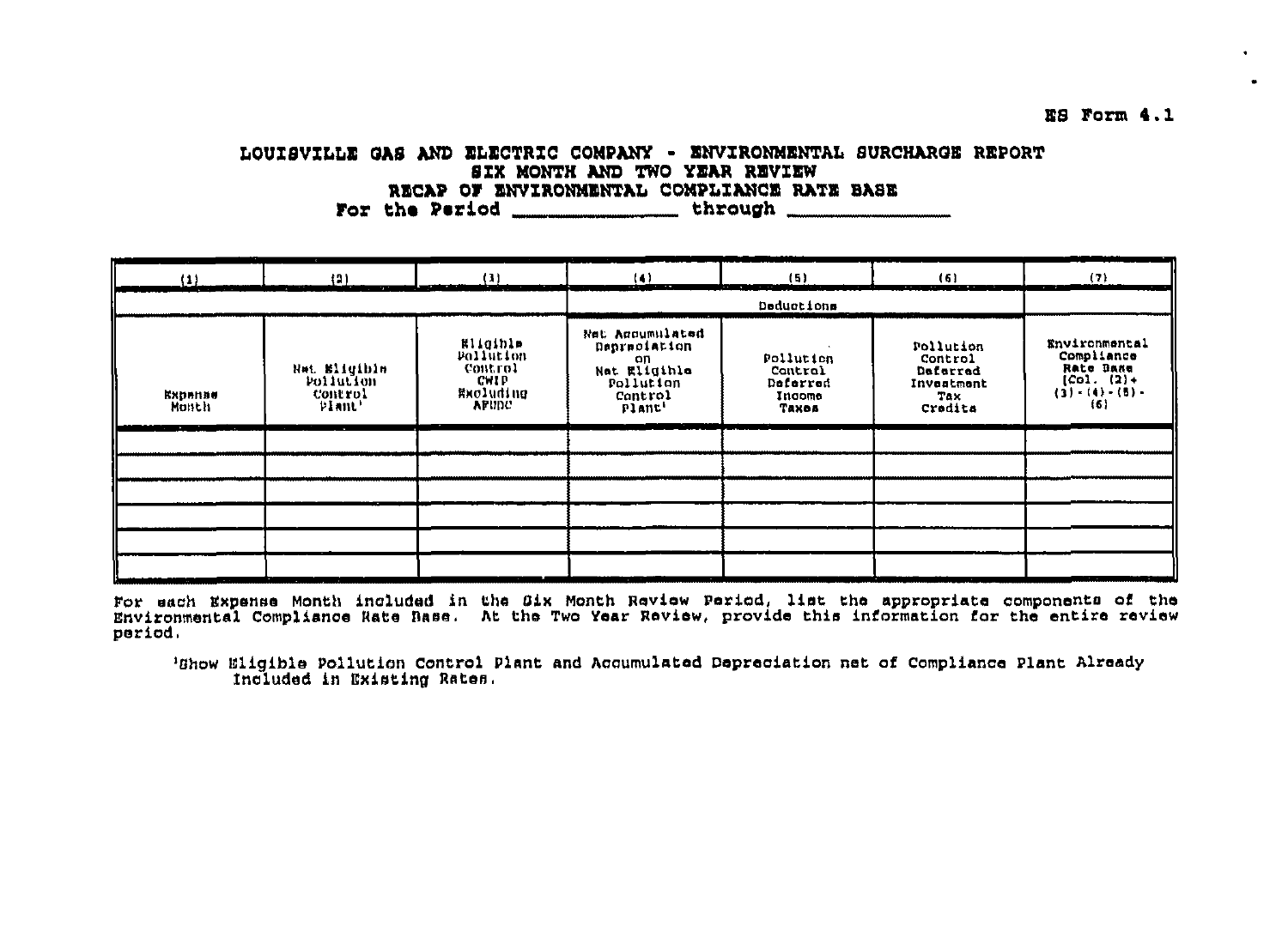ES Form 4.1

# LOUISVILLE GAS AND ELECTRIC COMPANY - ENVIRONMENTAL SURCHARGE REPORT
## SIX MONTH AND TWO YEAR REVIEW
## RECAP OF ENVIRONMENTAL COMPLIANCE RATE BASE
### For the Period ______________ through ______________

| (1) | (2) | (3) | (4) | (5) | (6) | (7) |
|---|---|---|---|---|---|---|
| | | | Deductions | | | |
| Expense Month | Net Eligible Pollution Control Plant[1] | Eligible Pollution Control CWIP Excluding AFUDC | Net Accumulated Depreciation on Net Eligible Pollution Control Plant[1] | Pollution Control Deferred Income Taxes | Pollution Control Deferred Investment Tax Credits | Environmental Compliance Rate Base [Col. (2)+(3)-(4)-(5)-(6)] |
| | | | | | | |
| | | | | | | |
| | | | | | | |
| | | | | | | |
| | | | | | | |
| | | | | | | |

For each Expense Month included in the Six Month Review Period, list the appropriate components of the Environmental Compliance Rate Base. At the Two Year Review, provide this information for the entire review period.

[1]Show Eligible Pollution Control Plant and Accumulated Depreciation net of Compliance Plant Already Included in Existing Rates.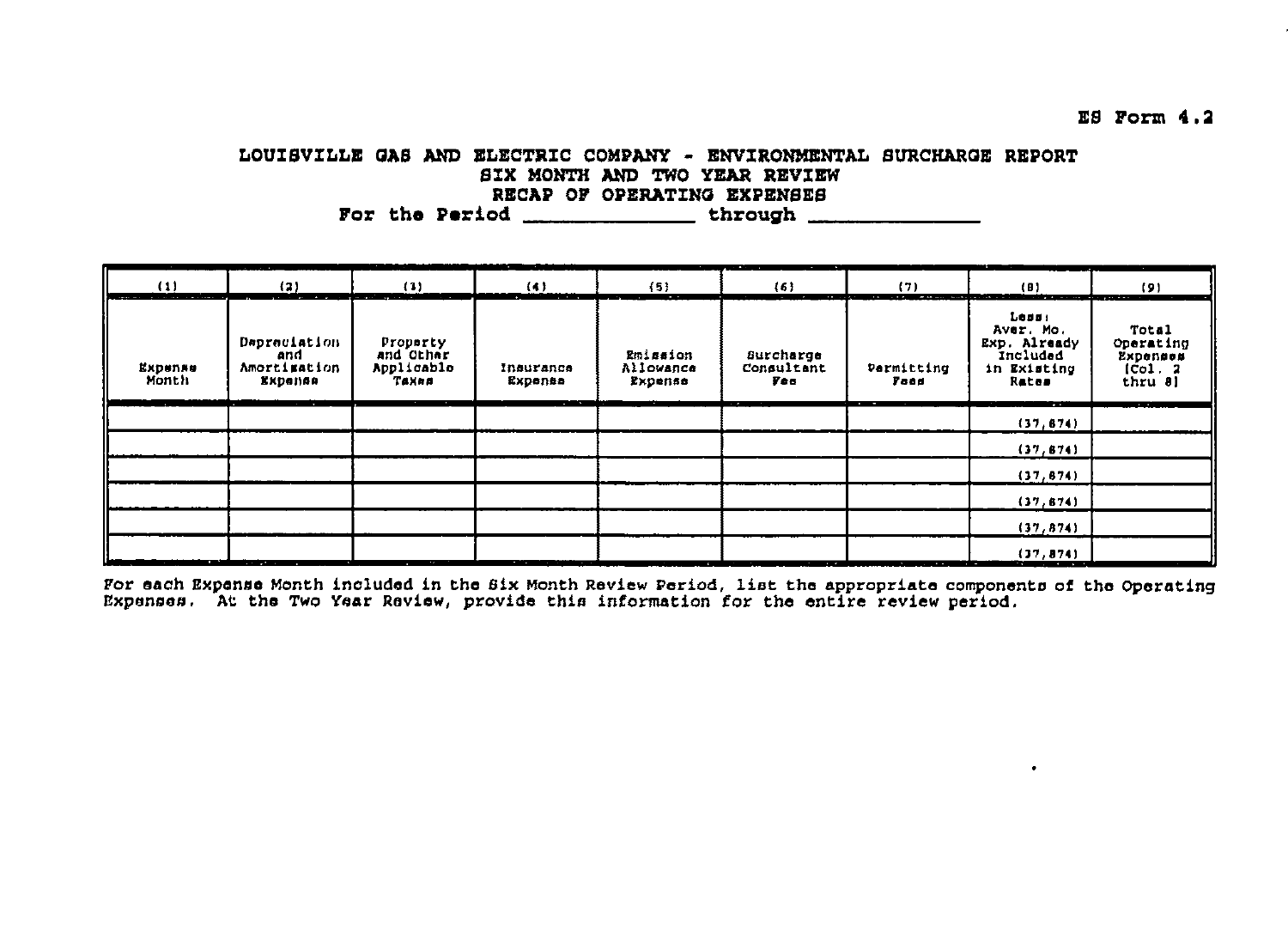ES Form 4.2

# LOUISVILLE GAS AND ELECTRIC COMPANY - ENVIRONMENTAL SURCHARGE REPORT
## SIX MONTH AND TWO YEAR REVIEW
## RECAP OF OPERATING EXPENSES
### For the Period ______________ through ______________

| (1) | (2) | (3) | (4) | (5) | (6) | (7) | (8) | (9) |
|---|---|---|---|---|---|---|---|---|
| Expense Month | Depreciation and Amortization Expense | Property and Other Applicable Taxes | Insurance Expense | Emission Allowance Expense | Surcharge Consultant Fee | Permitting Fees | Less: Aver. Mo. Exp. Already Included in Existing Rates | Total Operating Expenses (Col. 2 thru 8) |
| | | | | | | | (37,874) | |
| | | | | | | | (37,874) | |
| | | | | | | | (37,874) | |
| | | | | | | | (37,874) | |
| | | | | | | | (37,874) | |
| | | | | | | | (37,874) | |

For each Expense Month included in the Six Month Review Period, list the appropriate components of the Operating Expenses. At the Two Year Review, provide this information for the entire review period.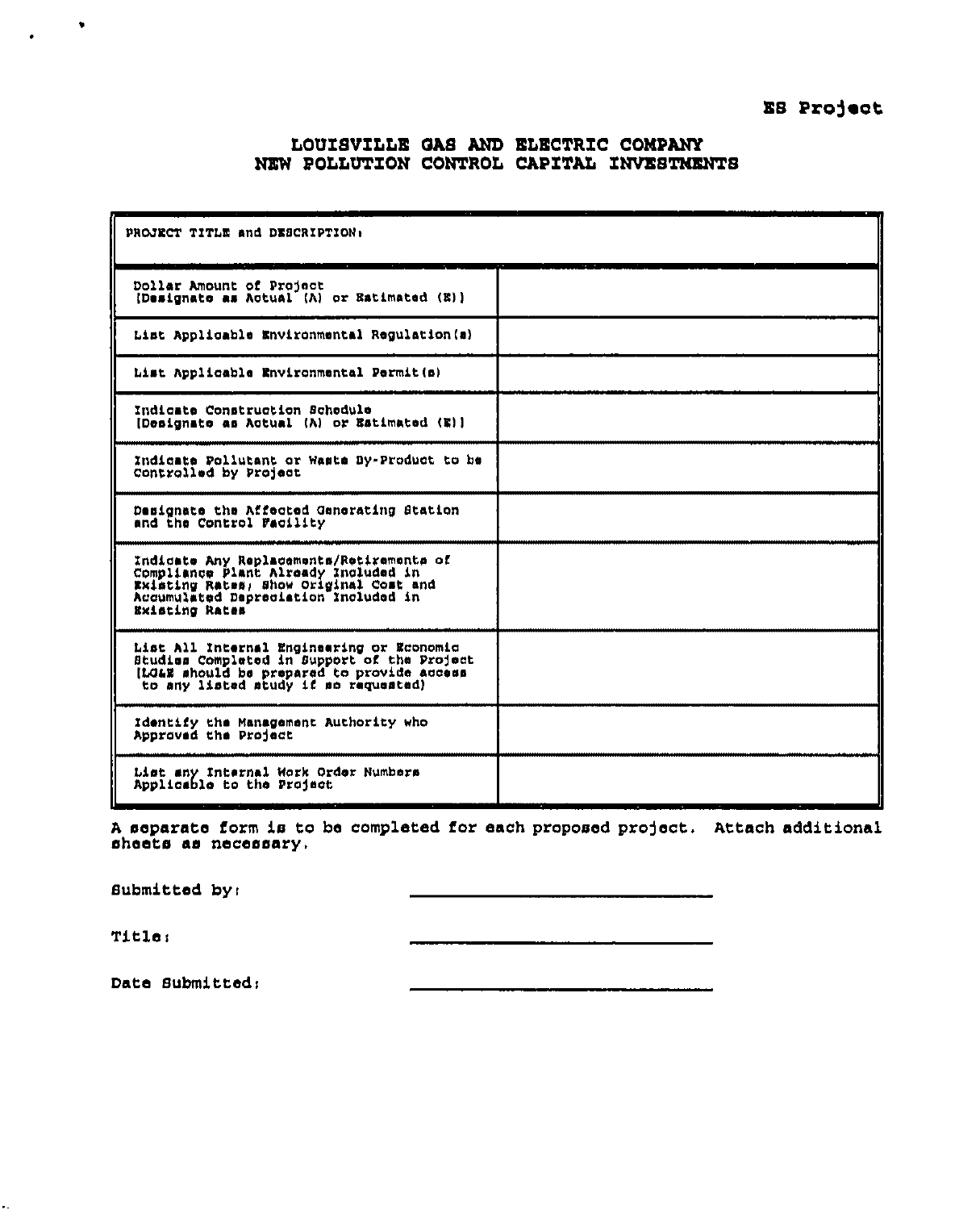ES Project

# LOUISVILLE GAS AND ELECTRIC COMPANY
## NEW POLLUTION CONTROL CAPITAL INVESTMENTS

| PROJECT TITLE and DESCRIPTION: | |
|---|---|
| Dollar Amount of Project (Designate as Actual (A) or Estimated (E)) | |
| List Applicable Environmental Regulation(s) | |
| List Applicable Environmental Permit(s) | |
| Indicate Construction Schedule (Designate as Actual (A) or Estimated (E)) | |
| Indicate Pollutant or Waste By-Product to be Controlled by Project | |
| Designate the Affected Generating Station and the Control Facility | |
| Indicate Any Replacements/Retirements of Compliance Plant Already Included in Existing Rates; Show Original Cost and Accumulated Depreciation Included in Existing Rates | |
| List All Internal Engineering or Economic Studies Completed in Support of the Project (LG&E should be prepared to provide access to any listed study if so requested) | |
| Identify the Management Authority who Approved the Project | |
| List any Internal Work Order Numbers Applicable to the Project | |

A separate form is to be completed for each proposed project. Attach additional sheets as necessary.

Submitted by: ______________________

Title: ______________________

Date Submitted: ______________________